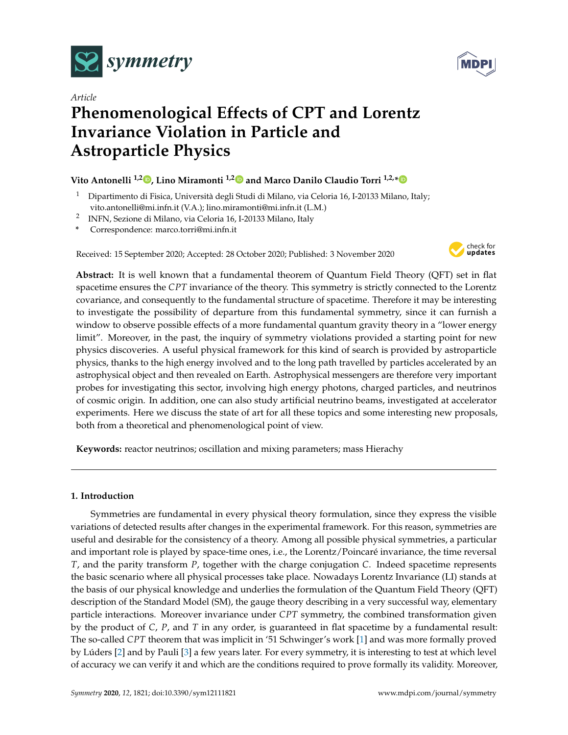Article

# Phenomenological Effects of CPT and Lorentz Invariance Violation in Particle and Astroparticle Physics

**Vito Antonelli [1,2], Lino Miramonti [1,2] and Marco Danilo Claudio Torri [1,2,*]**

[1] Dipartimento di Fisica, Università degli Studi di Milano, via Celoria 16, I-20133 Milano, Italy; vito.antonelli@mi.infn.it (V.A.); lino.miramonti@mi.infn.it (L.M.)
[2] INFN, Sezione di Milano, via Celoria 16, I-20133 Milano, Italy
[*] Correspondence: marco.torri@mi.infn.it

Received: 15 September 2020; Accepted: 28 October 2020; Published: 3 November 2020

**Abstract:** It is well known that a fundamental theorem of Quantum Field Theory (QFT) set in flat spacetime ensures the $CPT$ invariance of the theory. This symmetry is strictly connected to the Lorentz covariance, and consequently to the fundamental structure of spacetime. Therefore it may be interesting to investigate the possibility of departure from this fundamental symmetry, since it can furnish a window to observe possible effects of a more fundamental quantum gravity theory in a "lower energy limit". Moreover, in the past, the inquiry of symmetry violations provided a starting point for new physics discoveries. A useful physical framework for this kind of search is provided by astroparticle physics, thanks to the high energy involved and to the long path travelled by particles accelerated by an astrophysical object and then revealed on Earth. Astrophysical messengers are therefore very important probes for investigating this sector, involving high energy photons, charged particles, and neutrinos of cosmic origin. In addition, one can also study artificial neutrino beams, investigated at accelerator experiments. Here we discuss the state of art for all these topics and some interesting new proposals, both from a theoretical and phenomenological point of view.

**Keywords:** reactor neutrinos; oscillation and mixing parameters; mass Hierachy

## 1. Introduction

Symmetries are fundamental in every physical theory formulation, since they express the visible variations of detected results after changes in the experimental framework. For this reason, symmetries are useful and desirable for the consistency of a theory. Among all possible physical symmetries, a particular and important role is played by space-time ones, i.e., the Lorentz/Poincaré invariance, the time reversal $T$, and the parity transform $P$, together with the charge conjugation $C$. Indeed spacetime represents the basic scenario where all physical processes take place. Nowadays Lorentz Invariance (LI) stands at the basis of our physical knowledge and underlies the formulation of the Quantum Field Theory (QFT) description of the Standard Model (SM), the gauge theory describing in a very successful way, elementary particle interactions. Moreover invariance under $CPT$ symmetry, the combined transformation given by the product of $C$, $P$, and $T$ in any order, is guaranteed in flat spacetime by a fundamental result: The so-called $CPT$ theorem that was implicit in '51 Schwinger's work [1] and was more formally proved by Lúders [2] and by Pauli [3] a few years later. For every symmetry, it is interesting to test at which level of accuracy we can verify it and which are the conditions required to prove formally its validity. Moreover,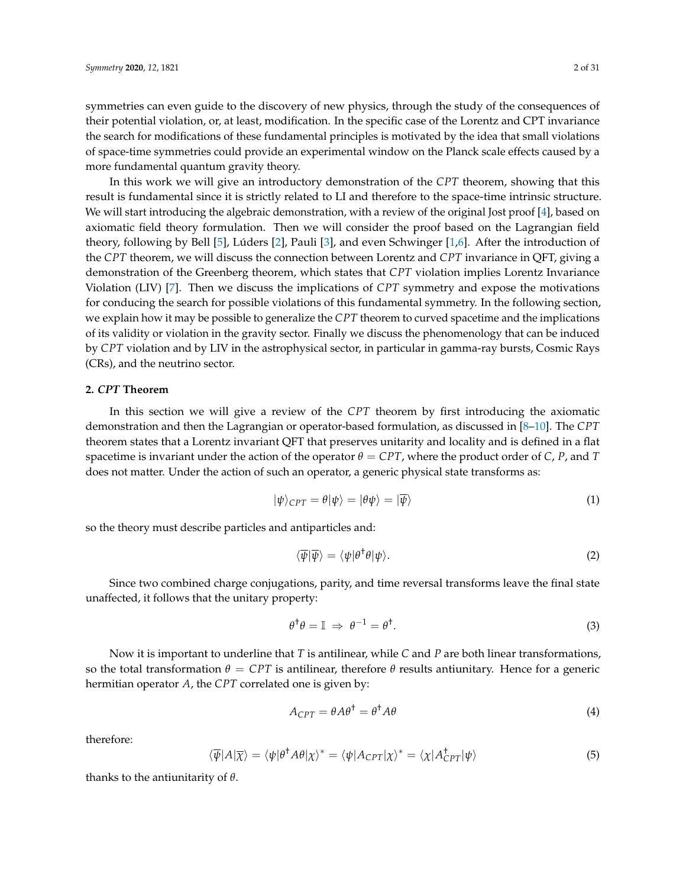symmetries can even guide to the discovery of new physics, through the study of the consequences of their potential violation, or, at least, modification. In the specific case of the Lorentz and CPT invariance the search for modifications of these fundamental principles is motivated by the idea that small violations of space-time symmetries could provide an experimental window on the Planck scale effects caused by a more fundamental quantum gravity theory.

In this work we will give an introductory demonstration of the $CPT$ theorem, showing that this result is fundamental since it is strictly related to LI and therefore to the space-time intrinsic structure. We will start introducing the algebraic demonstration, with a review of the original Jost proof [4], based on axiomatic field theory formulation. Then we will consider the proof based on the Lagrangian field theory, following by Bell [5], Lúders [2], Pauli [3], and even Schwinger [1,6]. After the introduction of the $CPT$ theorem, we will discuss the connection between Lorentz and $CPT$ invariance in QFT, giving a demonstration of the Greenberg theorem, which states that $CPT$ violation implies Lorentz Invariance Violation (LIV) [7]. Then we discuss the implications of $CPT$ symmetry and expose the motivations for conducing the search for possible violations of this fundamental symmetry. In the following section, we explain how it may be possible to generalize the $CPT$ theorem to curved spacetime and the implications of its validity or violation in the gravity sector. Finally we discuss the phenomenology that can be induced by $CPT$ violation and by LIV in the astrophysical sector, in particular in gamma-ray bursts, Cosmic Rays (CRs), and the neutrino sector.

## 2. *CPT* Theorem

In this section we will give a review of the $CPT$ theorem by first introducing the axiomatic demonstration and then the Lagrangian or operator-based formulation, as discussed in [8–10]. The $CPT$ theorem states that a Lorentz invariant QFT that preserves unitarity and locality and is defined in a flat spacetime is invariant under the action of the operator $\theta = CPT$, where the product order of $C$, $P$, and $T$ does not matter. Under the action of such an operator, a generic physical state transforms as:

$$|\psi\rangle_{CPT} = \theta|\psi\rangle = |\theta\psi\rangle = |\overline{\psi}\rangle \tag{1}$$

so the theory must describe particles and antiparticles and:

$$\langle\overline{\psi}|\overline{\psi}\rangle = \langle\psi|\theta^{\dagger}\theta|\psi\rangle. \tag{2}$$

Since two combined charge conjugations, parity, and time reversal transforms leave the final state unaffected, it follows that the unitary property:

$$\theta^{\dagger}\theta = \mathbb{I} \;\Rightarrow\; \theta^{-1} = \theta^{\dagger}. \tag{3}$$

Now it is important to underline that $T$ is antilinear, while $C$ and $P$ are both linear transformations, so the total transformation $\theta = CPT$ is antilinear, therefore $\theta$ results antiunitary. Hence for a generic hermitian operator $A$, the $CPT$ correlated one is given by:

$$A_{CPT} = \theta A \theta^{\dagger} = \theta^{\dagger} A \theta \tag{4}$$

therefore:

$$\langle\overline{\psi}|A|\overline{\chi}\rangle = \langle\psi|\theta^{\dagger}A\theta|\chi\rangle^{*} = \langle\psi|A_{CPT}|\chi\rangle^{*} = \langle\chi|A^{\dagger}_{CPT}|\psi\rangle \tag{5}$$

thanks to the antiunitarity of $\theta$.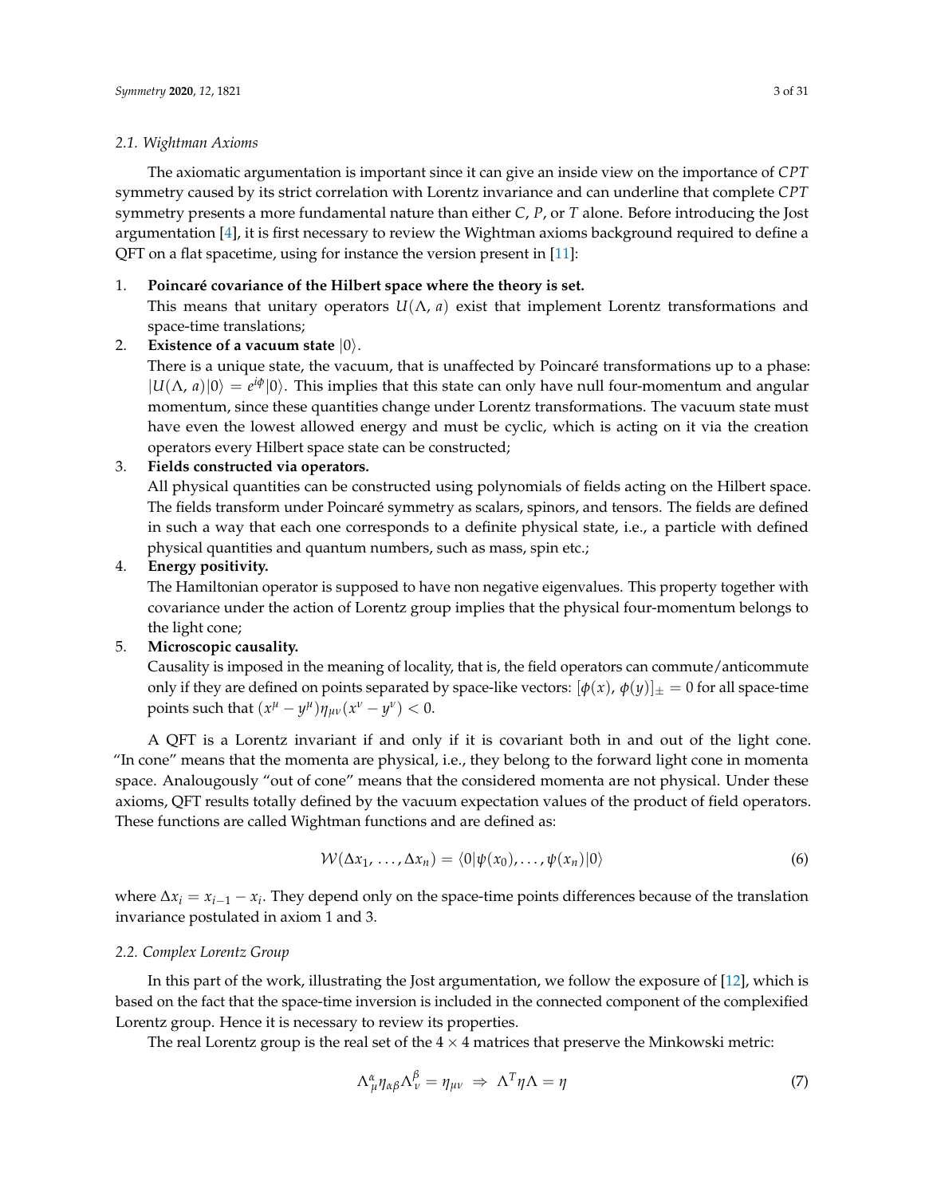### 2.1. Wightman Axioms

The axiomatic argumentation is important since it can give an inside view on the importance of $CPT$ symmetry caused by its strict correlation with Lorentz invariance and can underline that complete $CPT$ symmetry presents a more fundamental nature than either $C$, $P$, or $T$ alone. Before introducing the Jost argumentation [4], it is first necessary to review the Wightman axioms background required to define a QFT on a flat spacetime, using for instance the version present in [11]:

1. **Poincaré covariance of the Hilbert space where the theory is set.**
   This means that unitary operators $U(\Lambda, a)$ exist that implement Lorentz transformations and space-time translations;
2. **Existence of a vacuum state** $|0\rangle$.
   There is a unique state, the vacuum, that is unaffected by Poincaré transformations up to a phase: $|U(\Lambda, a)|0\rangle = e^{i\phi}|0\rangle$. This implies that this state can only have null four-momentum and angular momentum, since these quantities change under Lorentz transformations. The vacuum state must have even the lowest allowed energy and must be cyclic, which is acting on it via the creation operators every Hilbert space state can be constructed;
3. **Fields constructed via operators.**
   All physical quantities can be constructed using polynomials of fields acting on the Hilbert space. The fields transform under Poincaré symmetry as scalars, spinors, and tensors. The fields are defined in such a way that each one corresponds to a definite physical state, i.e., a particle with defined physical quantities and quantum numbers, such as mass, spin etc.;
4. **Energy positivity.**
   The Hamiltonian operator is supposed to have non negative eigenvalues. This property together with covariance under the action of Lorentz group implies that the physical four-momentum belongs to the light cone;
5. **Microscopic causality.**
   Causality is imposed in the meaning of locality, that is, the field operators can commute/anticommute only if they are defined on points separated by space-like vectors: $[\phi(x), \phi(y)]_{\pm} = 0$ for all space-time points such that $(x^\mu - y^\mu)\eta_{\mu\nu}(x^\nu - y^\nu) < 0$.

A QFT is a Lorentz invariant if and only if it is covariant both in and out of the light cone. "In cone" means that the momenta are physical, i.e., they belong to the forward light cone in momenta space. Analougously "out of cone" means that the considered momenta are not physical. Under these axioms, QFT results totally defined by the vacuum expectation values of the product of field operators. These functions are called Wightman functions and are defined as:

$$\mathcal{W}(\Delta x_1, \ldots, \Delta x_n) = \langle 0|\psi(x_0), \ldots, \psi(x_n)|0\rangle \tag{6}$$

where $\Delta x_i = x_{i-1} - x_i$. They depend only on the space-time points differences because of the translation invariance postulated in axiom 1 and 3.

### 2.2. Complex Lorentz Group

In this part of the work, illustrating the Jost argumentation, we follow the exposure of [12], which is based on the fact that the space-time inversion is included in the connected component of the complexified Lorentz group. Hence it is necessary to review its properties.

The real Lorentz group is the real set of the $4 \times 4$ matrices that preserve the Minkowski metric:

$$\Lambda^\alpha_{\ \mu}\eta_{\alpha\beta}\Lambda^\beta_{\ \nu} = \eta_{\mu\nu} \ \Rightarrow \ \Lambda^T\eta\Lambda = \eta \tag{7}$$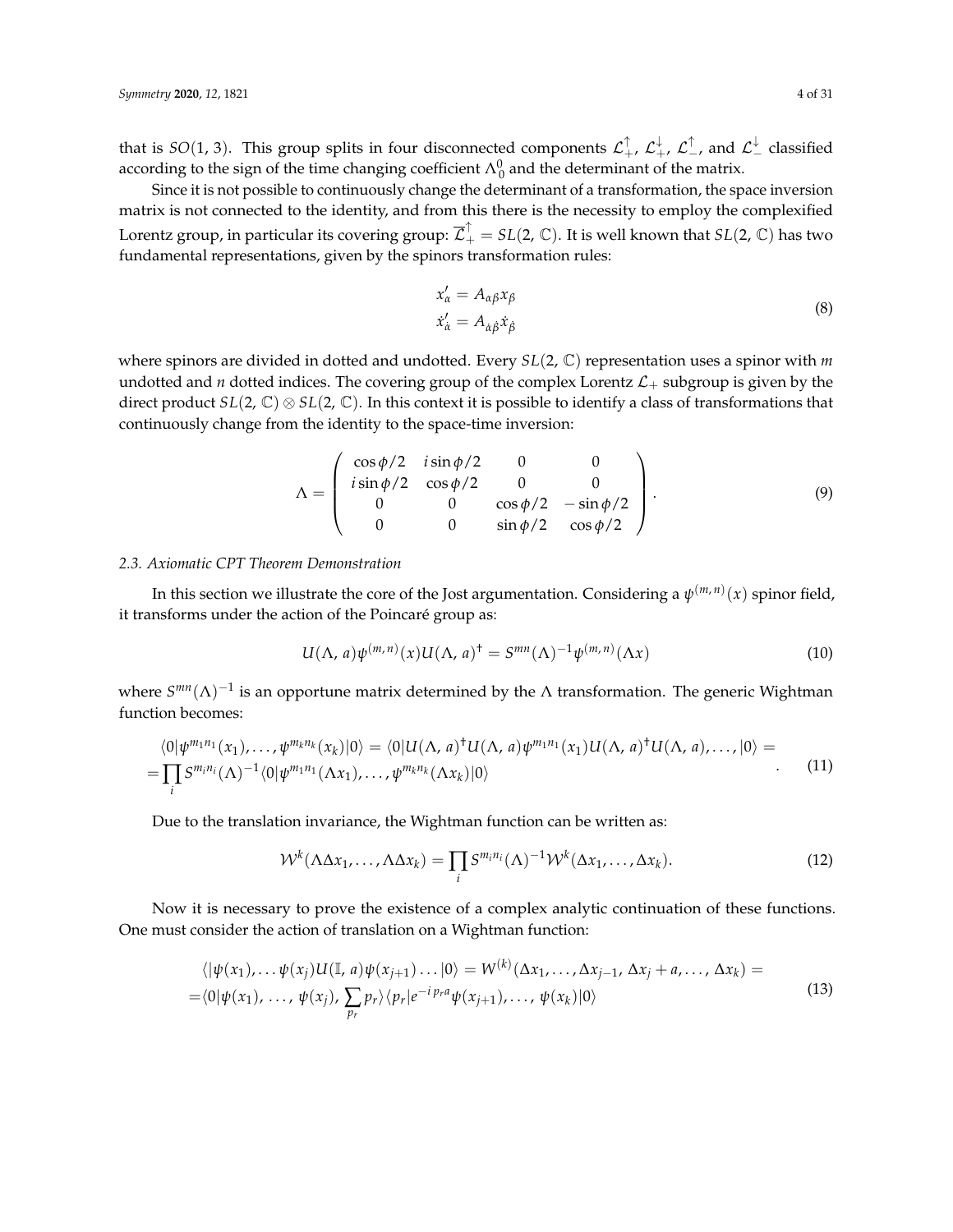that is $SO(1, 3)$. This group splits in four disconnected components $\mathcal{L}_+^\uparrow$, $\mathcal{L}_+^\downarrow$, $\mathcal{L}_-^\uparrow$, and $\mathcal{L}_-^\downarrow$ classified according to the sign of the time changing coefficient $\Lambda_0^0$ and the determinant of the matrix.

Since it is not possible to continuously change the determinant of a transformation, the space inversion matrix is not connected to the identity, and from this there is the necessity to employ the complexified Lorentz group, in particular its covering group: $\overline{\mathcal{L}}_+^\uparrow = SL(2, \mathbb{C})$. It is well known that $SL(2, \mathbb{C})$ has two fundamental representations, given by the spinors transformation rules:

$$
\begin{aligned}
x'_\alpha &= A_{\alpha\beta} x_\beta \\
\dot{x}'_{\dot{\alpha}} &= A_{\dot{\alpha}\dot{\beta}} \dot{x}_{\dot{\beta}}
\end{aligned}
\tag{8}
$$

where spinors are divided in dotted and undotted. Every $SL(2, \mathbb{C})$ representation uses a spinor with $m$ undotted and $n$ dotted indices. The covering group of the complex Lorentz $\mathcal{L}_+$ subgroup is given by the direct product $SL(2, \mathbb{C}) \otimes SL(2, \mathbb{C})$. In this context it is possible to identify a class of transformations that continuously change from the identity to the space-time inversion:

$$
\Lambda = \begin{pmatrix} \cos\phi/2 & i\sin\phi/2 & 0 & 0 \\ i\sin\phi/2 & \cos\phi/2 & 0 & 0 \\ 0 & 0 & \cos\phi/2 & -\sin\phi/2 \\ 0 & 0 & \sin\phi/2 & \cos\phi/2 \end{pmatrix}. \tag{9}
$$

### 2.3. Axiomatic CPT Theorem Demonstration

In this section we illustrate the core of the Jost argumentation. Considering a $\psi^{(m,n)}(x)$ spinor field, it transforms under the action of the Poincaré group as:

$$
U(\Lambda, a)\psi^{(m,n)}(x)U(\Lambda, a)^\dagger = S^{mn}(\Lambda)^{-1}\psi^{(m,n)}(\Lambda x) \tag{10}
$$

where $S^{mn}(\Lambda)^{-1}$ is an opportune matrix determined by the $\Lambda$ transformation. The generic Wightman function becomes:

$$
\begin{aligned}
&\langle 0|\psi^{m_1 n_1}(x_1), \ldots, \psi^{m_k n_k}(x_k)|0\rangle = \langle 0|U(\Lambda, a)^\dagger U(\Lambda, a)\psi^{m_1 n_1}(x_1)U(\Lambda, a)^\dagger U(\Lambda, a), \ldots, |0\rangle = \\
&= \prod_i S^{m_i n_i}(\Lambda)^{-1}\langle 0|\psi^{m_1 n_1}(\Lambda x_1), \ldots, \psi^{m_k n_k}(\Lambda x_k)|0\rangle
\end{aligned}
\tag{11}
$$

Due to the translation invariance, the Wightman function can be written as:

$$
\mathcal{W}^k(\Lambda\Delta x_1, \ldots, \Lambda\Delta x_k) = \prod_i S^{m_i n_i}(\Lambda)^{-1}\mathcal{W}^k(\Delta x_1, \ldots, \Delta x_k). \tag{12}
$$

Now it is necessary to prove the existence of a complex analytic continuation of these functions. One must consider the action of translation on a Wightman function:

$$
\begin{aligned}
&\langle|\psi(x_1), \ldots \psi(x_j)U(\mathbb{I}, a)\psi(x_{j+1})\ldots|0\rangle = W^{(k)}(\Delta x_1, \ldots, \Delta x_{j-1}, \Delta x_j + a, \ldots, \Delta x_k) = \\
&= \langle 0|\psi(x_1), \ldots, \psi(x_j), \sum_{p_r} p_r\rangle\langle p_r|e^{-i p_r a}\psi(x_{j+1}), \ldots, \psi(x_k)|0\rangle
\end{aligned}
\tag{13}
$$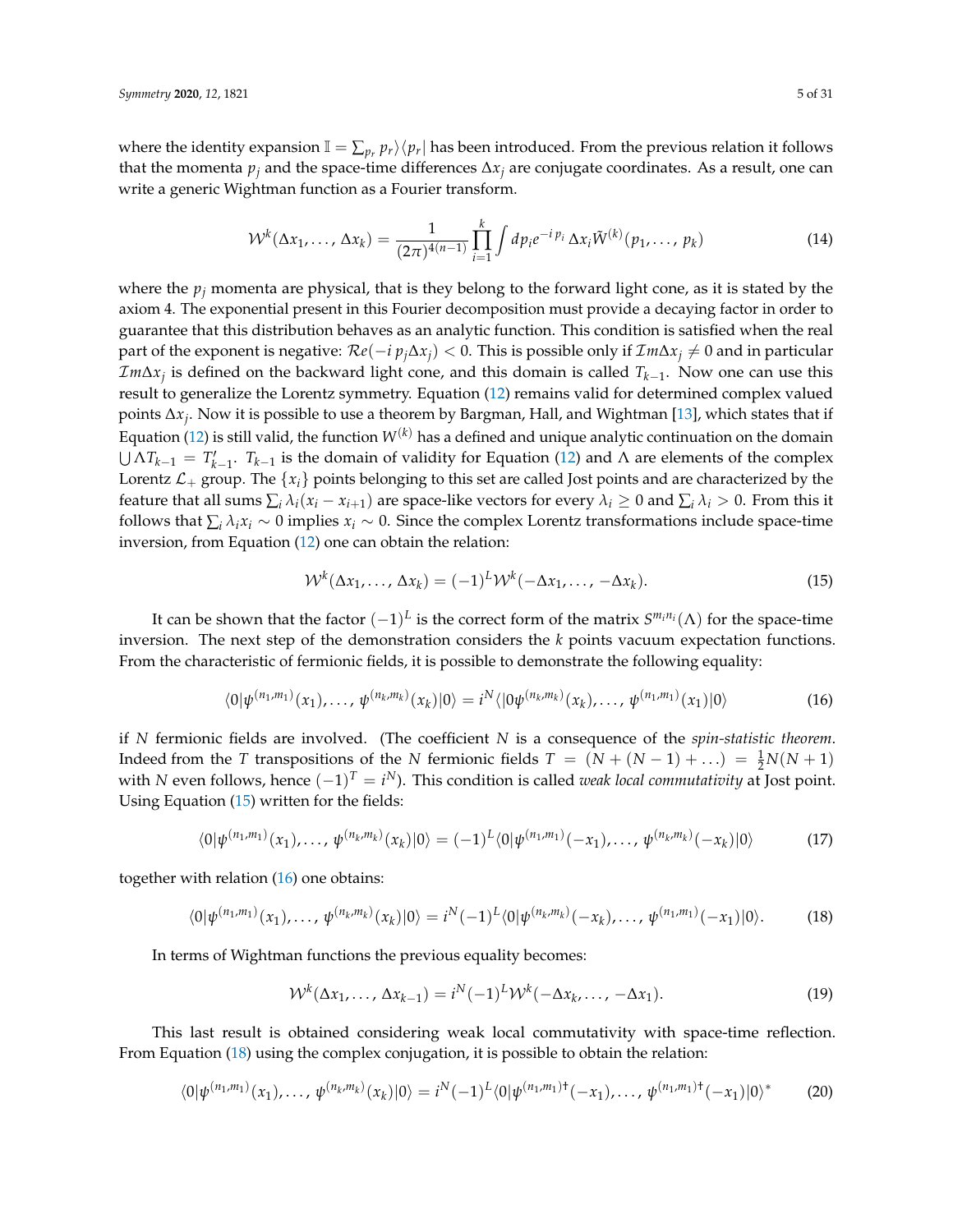where the identity expansion $\mathbb{I} = \sum_{p_r} p_r\rangle\langle p_r|$ has been introduced. From the previous relation it follows that the momenta $p_j$ and the space-time differences $\Delta x_j$ are conjugate coordinates. As a result, one can write a generic Wightman function as a Fourier transform.

$$\mathcal{W}^k(\Delta x_1, \ldots, \Delta x_k) = \frac{1}{(2\pi)^{4(n-1)}} \prod_{i=1}^{k} \int dp_i e^{-i\, p_i\, \Delta x_i} \tilde{W}^{(k)}(p_1, \ldots, p_k) \tag{14}$$

where the $p_j$ momenta are physical, that is they belong to the forward light cone, as it is stated by the axiom 4. The exponential present in this Fourier decomposition must provide a decaying factor in order to guarantee that this distribution behaves as an analytic function. This condition is satisfied when the real part of the exponent is negative: $\mathcal{R}e(-i\, p_j \Delta x_j) < 0$. This is possible only if $\mathcal{I}m\Delta x_j \neq 0$ and in particular $\mathcal{I}m\Delta x_j$ is defined on the backward light cone, and this domain is called $T_{k-1}$. Now one can use this result to generalize the Lorentz symmetry. Equation (12) remains valid for determined complex valued points $\Delta x_j$. Now it is possible to use a theorem by Bargman, Hall, and Wightman [13], which states that if Equation (12) is still valid, the function $W^{(k)}$ has a defined and unique analytic continuation on the domain $\bigcup \Lambda T_{k-1} = T'_{k-1}$. $T_{k-1}$ is the domain of validity for Equation (12) and $\Lambda$ are elements of the complex Lorentz $\mathcal{L}_+$ group. The $\{x_i\}$ points belonging to this set are called Jost points and are characterized by the feature that all sums $\sum_i \lambda_i(x_i - x_{i+1})$ are space-like vectors for every $\lambda_i \geq 0$ and $\sum_i \lambda_i > 0$. From this it follows that $\sum_i \lambda_i x_i \sim 0$ implies $x_i \sim 0$. Since the complex Lorentz transformations include space-time inversion, from Equation (12) one can obtain the relation:

$$\mathcal{W}^k(\Delta x_1, \ldots, \Delta x_k) = (-1)^L \mathcal{W}^k(-\Delta x_1, \ldots, -\Delta x_k). \tag{15}$$

It can be shown that the factor $(-1)^L$ is the correct form of the matrix $S^{m_i n_i}(\Lambda)$ for the space-time inversion. The next step of the demonstration considers the $k$ points vacuum expectation functions. From the characteristic of fermionic fields, it is possible to demonstrate the following equality:

$$\langle 0|\psi^{(n_1,m_1)}(x_1), \ldots, \psi^{(n_k,m_k)}(x_k)|0\rangle = i^N \langle |0\psi^{(n_k,m_k)}(x_k), \ldots, \psi^{(n_1,m_1)}(x_1)|0\rangle \tag{16}$$

if $N$ fermionic fields are involved. (The coefficient $N$ is a consequence of the *spin-statistic theorem*. Indeed from the $T$ transpositions of the $N$ fermionic fields $T = (N + (N-1) + \ldots) = \frac{1}{2}N(N+1)$ with $N$ even follows, hence $(-1)^T = i^N$). This condition is called *weak local commutativity* at Jost point. Using Equation (15) written for the fields:

$$\langle 0|\psi^{(n_1,m_1)}(x_1), \ldots, \psi^{(n_k,m_k)}(x_k)|0\rangle = (-1)^L \langle 0|\psi^{(n_1,m_1)}(-x_1), \ldots, \psi^{(n_k,m_k)}(-x_k)|0\rangle \tag{17}$$

together with relation (16) one obtains:

$$\langle 0|\psi^{(n_1,m_1)}(x_1), \ldots, \psi^{(n_k,m_k)}(x_k)|0\rangle = i^N(-1)^L \langle 0|\psi^{(n_k,m_k)}(-x_k), \ldots, \psi^{(n_1,m_1)}(-x_1)|0\rangle. \tag{18}$$

In terms of Wightman functions the previous equality becomes:

$$\mathcal{W}^k(\Delta x_1, \ldots, \Delta x_{k-1}) = i^N(-1)^L \mathcal{W}^k(-\Delta x_k, \ldots, -\Delta x_1). \tag{19}$$

This last result is obtained considering weak local commutativity with space-time reflection. From Equation (18) using the complex conjugation, it is possible to obtain the relation:

$$\langle 0|\psi^{(n_1,m_1)}(x_1), \ldots, \psi^{(n_k,m_k)}(x_k)|0\rangle = i^N(-1)^L \langle 0|\psi^{(n_1,m_1)\dagger}(-x_1), \ldots, \psi^{(n_1,m_1)\dagger}(-x_1)|0\rangle^* \tag{20}$$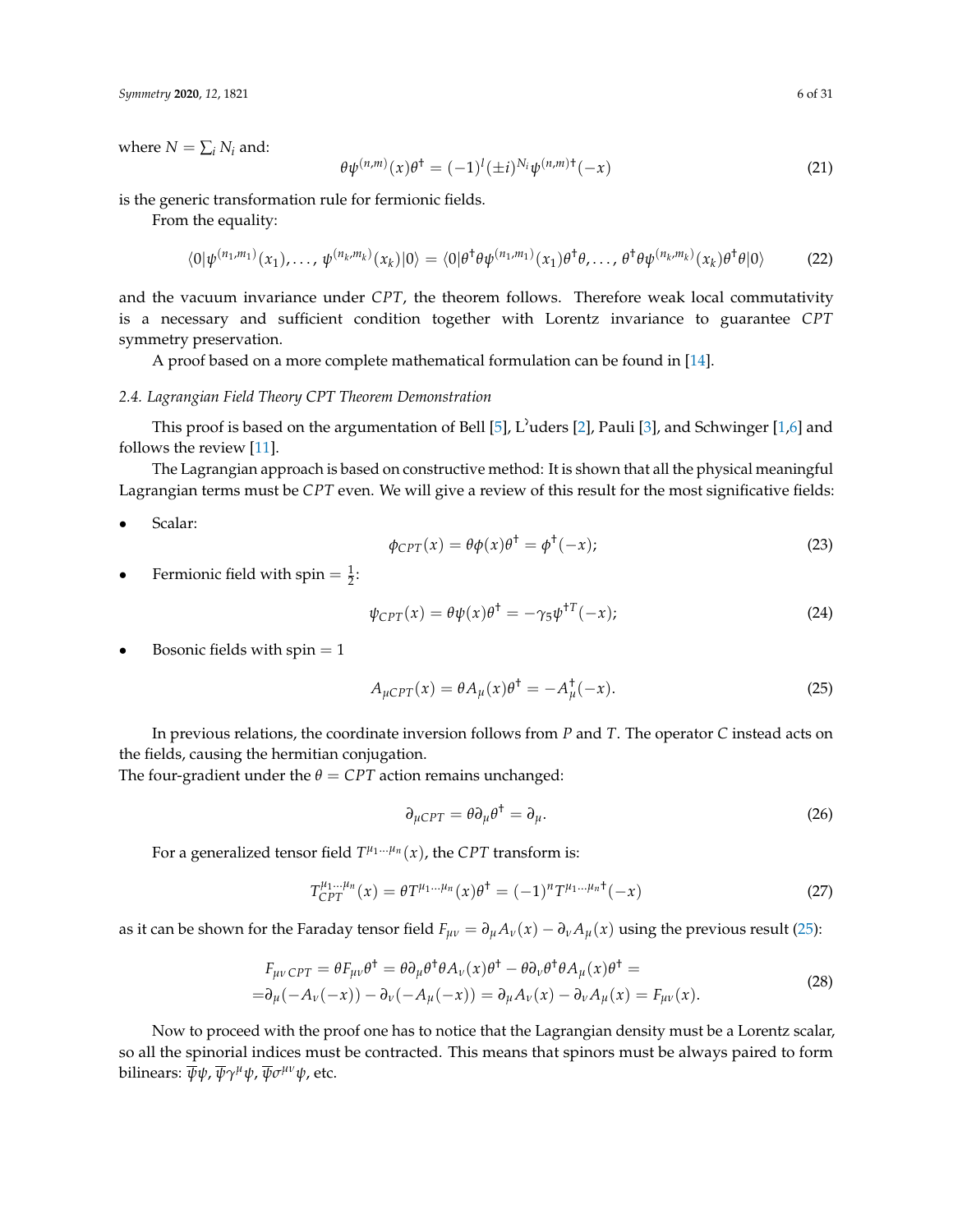where $N = \sum_i N_i$ and:

$$\theta\psi^{(n,m)}(x)\theta^{\dagger} = (-1)^{l}(\pm i)^{N_i}\psi^{(n,m)\dagger}(-x) \tag{21}$$

is the generic transformation rule for fermionic fields.

From the equality:

$$\langle 0|\psi^{(n_1,m_1)}(x_1),\ldots,\psi^{(n_k,m_k)}(x_k)|0\rangle = \langle 0|\theta^{\dagger}\theta\psi^{(n_1,m_1)}(x_1)\theta^{\dagger}\theta,\ldots,\theta^{\dagger}\theta\psi^{(n_k,m_k)}(x_k)\theta^{\dagger}\theta|0\rangle \tag{22}$$

and the vacuum invariance under $CPT$, the theorem follows. Therefore weak local commutativity is a necessary and sufficient condition together with Lorentz invariance to guarantee $CPT$ symmetry preservation.

A proof based on a more complete mathematical formulation can be found in [14].

### 2.4. Lagrangian Field Theory CPT Theorem Demonstration

This proof is based on the argumentation of Bell [5], L"uders [2], Pauli [3], and Schwinger [1,6] and follows the review [11].

The Lagrangian approach is based on constructive method: It is shown that all the physical meaningful Lagrangian terms must be $CPT$ even. We will give a review of this result for the most significative fields:

- Scalar:
$$\phi_{CPT}(x) = \theta\phi(x)\theta^{\dagger} = \phi^{\dagger}(-x); \tag{23}$$
- Fermionic field with spin $= \frac{1}{2}$:
$$\psi_{CPT}(x) = \theta\psi(x)\theta^{\dagger} = -\gamma_5\psi^{\dagger T}(-x); \tag{24}$$
- Bosonic fields with spin $= 1$
$$A_{\mu CPT}(x) = \theta A_{\mu}(x)\theta^{\dagger} = -A_{\mu}^{\dagger}(-x). \tag{25}$$

In previous relations, the coordinate inversion follows from $P$ and $T$. The operator $C$ instead acts on the fields, causing the hermitian conjugation.
The four-gradient under the $\theta = CPT$ action remains unchanged:

$$\partial_{\mu CPT} = \theta\partial_{\mu}\theta^{\dagger} = \partial_{\mu}. \tag{26}$$

For a generalized tensor field $T^{\mu_1\ldots\mu_n}(x)$, the $CPT$ transform is:

$$T_{CPT}^{\mu_1\ldots\mu_n}(x) = \theta T^{\mu_1\ldots\mu_n}(x)\theta^{\dagger} = (-1)^{n}T^{\mu_1\ldots\mu_n\dagger}(-x) \tag{27}$$

as it can be shown for the Faraday tensor field $F_{\mu\nu} = \partial_{\mu}A_{\nu}(x) - \partial_{\nu}A_{\mu}(x)$ using the previous result (25):

$$\begin{aligned} F_{\mu\nu\,CPT} &= \theta F_{\mu\nu}\theta^{\dagger} = \theta\partial_{\mu}\theta^{\dagger}\theta A_{\nu}(x)\theta^{\dagger} - \theta\partial_{\nu}\theta^{\dagger}\theta A_{\mu}(x)\theta^{\dagger} = \\ &= \partial_{\mu}(-A_{\nu}(-x)) - \partial_{\nu}(-A_{\mu}(-x)) = \partial_{\mu}A_{\nu}(x) - \partial_{\nu}A_{\mu}(x) = F_{\mu\nu}(x). \end{aligned} \tag{28}$$

Now to proceed with the proof one has to notice that the Lagrangian density must be a Lorentz scalar, so all the spinorial indices must be contracted. This means that spinors must be always paired to form bilinears: $\overline{\psi}\psi$, $\overline{\psi}\gamma^{\mu}\psi$, $\overline{\psi}\sigma^{\mu\nu}\psi$, etc.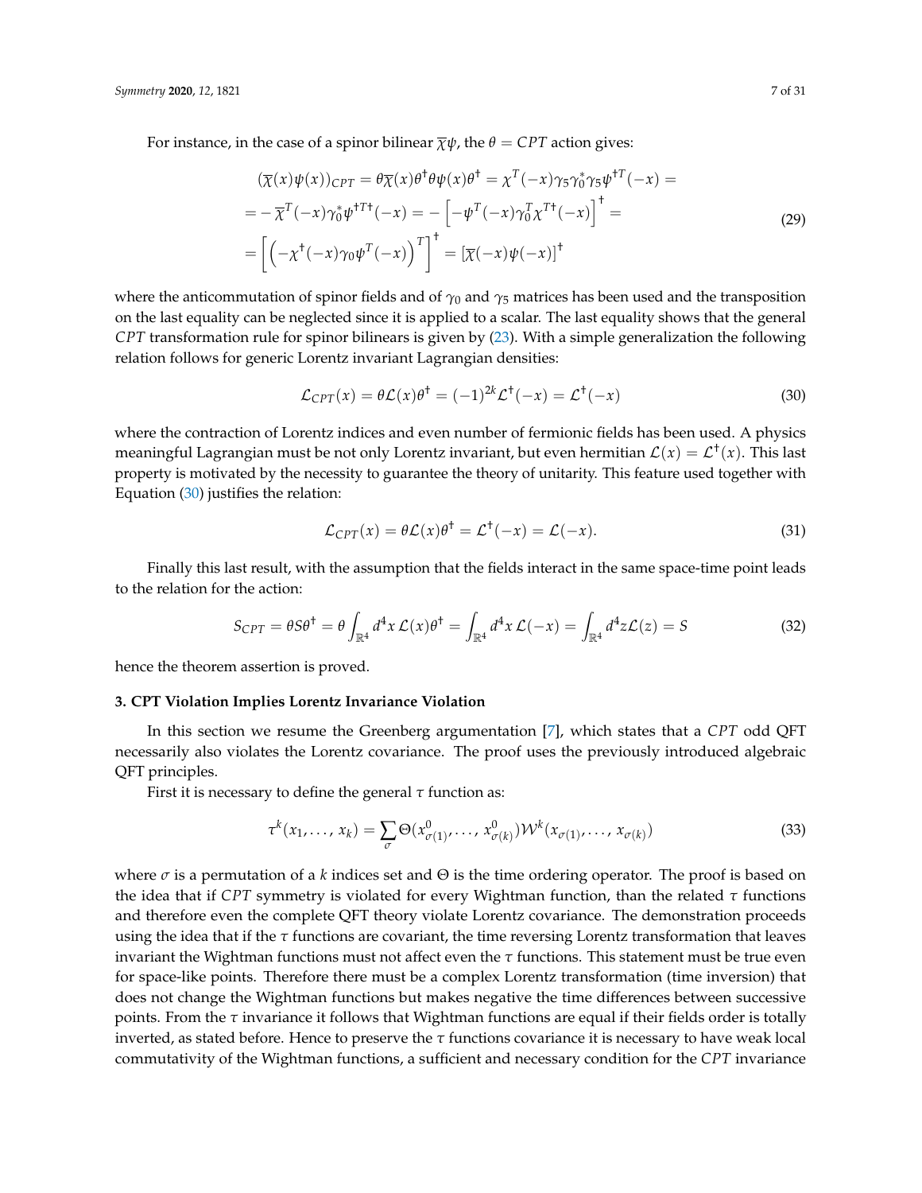For instance, in the case of a spinor bilinear $\overline{\chi}\psi$, the $\theta = CPT$ action gives:

$$
\begin{aligned}
&(\overline{\chi}(x)\psi(x))_{CPT} = \theta\overline{\chi}(x)\theta^{\dagger}\theta\psi(x)\theta^{\dagger} = \chi^{T}(-x)\gamma_5\gamma_0^{*}\gamma_5\psi^{\dagger T}(-x) = \\
&= -\,\overline{\chi}^{T}(-x)\gamma_0^{*}\psi^{\dagger T \dagger}(-x) = -\left[-\psi^{T}(-x)\gamma_0^{T}\chi^{T\dagger}(-x)\right]^{\dagger} = \\
&= \left[\left(-\chi^{\dagger}(-x)\gamma_0\psi^{T}(-x)\right)^{T}\right]^{\dagger} = \left[\overline{\chi}(-x)\psi(-x)\right]^{\dagger}
\end{aligned}
\tag{29}
$$

where the anticommutation of spinor fields and of $\gamma_0$ and $\gamma_5$ matrices has been used and the transposition on the last equality can be neglected since it is applied to a scalar. The last equality shows that the general $CPT$ transformation rule for spinor bilinears is given by (23). With a simple generalization the following relation follows for generic Lorentz invariant Lagrangian densities:

$$
\mathcal{L}_{CPT}(x) = \theta\mathcal{L}(x)\theta^{\dagger} = (-1)^{2k}\mathcal{L}^{\dagger}(-x) = \mathcal{L}^{\dagger}(-x)
\tag{30}
$$

where the contraction of Lorentz indices and even number of fermionic fields has been used. A physics meaningful Lagrangian must be not only Lorentz invariant, but even hermitian $\mathcal{L}(x) = \mathcal{L}^{\dagger}(x)$. This last property is motivated by the necessity to guarantee the theory of unitarity. This feature used together with Equation (30) justifies the relation:

$$
\mathcal{L}_{CPT}(x) = \theta\mathcal{L}(x)\theta^{\dagger} = \mathcal{L}^{\dagger}(-x) = \mathcal{L}(-x).
\tag{31}
$$

Finally this last result, with the assumption that the fields interact in the same space-time point leads to the relation for the action:

$$
S_{CPT} = \theta S\theta^{\dagger} = \theta\int_{\mathbb{R}^4} d^4x\,\mathcal{L}(x)\theta^{\dagger} = \int_{\mathbb{R}^4} d^4x\,\mathcal{L}(-x) = \int_{\mathbb{R}^4} d^4z\mathcal{L}(z) = S
\tag{32}
$$

hence the theorem assertion is proved.

### 3. CPT Violation Implies Lorentz Invariance Violation

In this section we resume the Greenberg argumentation [7], which states that a $CPT$ odd QFT necessarily also violates the Lorentz covariance. The proof uses the previously introduced algebraic QFT principles.

First it is necessary to define the general $\tau$ function as:

$$
\tau^{k}(x_1, \ldots, x_k) = \sum_{\sigma}\Theta(x^0_{\sigma(1)}, \ldots, x^0_{\sigma(k)})\mathcal{W}^{k}(x_{\sigma(1)}, \ldots, x_{\sigma(k)})
\tag{33}
$$

where $\sigma$ is a permutation of a $k$ indices set and $\Theta$ is the time ordering operator. The proof is based on the idea that if $CPT$ symmetry is violated for every Wightman function, than the related $\tau$ functions and therefore even the complete QFT theory violate Lorentz covariance. The demonstration proceeds using the idea that if the $\tau$ functions are covariant, the time reversing Lorentz transformation that leaves invariant the Wightman functions must not affect even the $\tau$ functions. This statement must be true even for space-like points. Therefore there must be a complex Lorentz transformation (time inversion) that does not change the Wightman functions but makes negative the time differences between successive points. From the $\tau$ invariance it follows that Wightman functions are equal if their fields order is totally inverted, as stated before. Hence to preserve the $\tau$ functions covariance it is necessary to have weak local commutativity of the Wightman functions, a sufficient and necessary condition for the $CPT$ invariance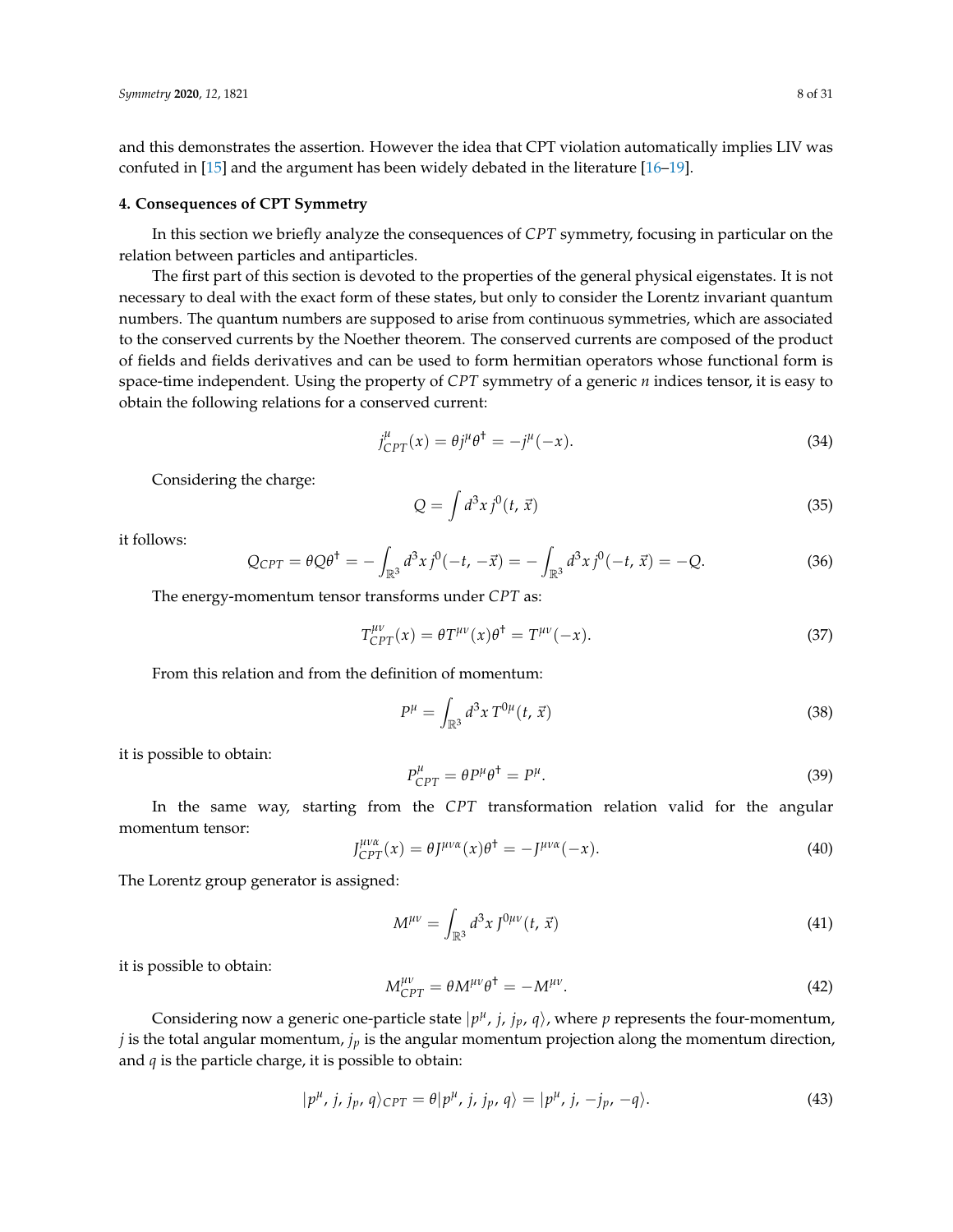and this demonstrates the assertion. However the idea that CPT violation automatically implies LIV was confuted in [15] and the argument has been widely debated in the literature [16–19].

## 4. Consequences of CPT Symmetry

In this section we briefly analyze the consequences of $CPT$ symmetry, focusing in particular on the relation between particles and antiparticles.

The first part of this section is devoted to the properties of the general physical eigenstates. It is not necessary to deal with the exact form of these states, but only to consider the Lorentz invariant quantum numbers. The quantum numbers are supposed to arise from continuous symmetries, which are associated to the conserved currents by the Noether theorem. The conserved currents are composed of the product of fields and fields derivatives and can be used to form hermitian operators whose functional form is space-time independent. Using the property of $CPT$ symmetry of a generic $n$ indices tensor, it is easy to obtain the following relations for a conserved current:

$$j^{\mu}_{CPT}(x) = \theta j^{\mu} \theta^{\dagger} = -j^{\mu}(-x). \tag{34}$$

Considering the charge:

$$Q = \int d^3x \, j^0(t, \vec{x}) \tag{35}$$

it follows:

$$Q_{CPT} = \theta Q \theta^{\dagger} = -\int_{\mathbb{R}^3} d^3x \, j^0(-t, -\vec{x}) = -\int_{\mathbb{R}^3} d^3x \, j^0(-t, \vec{x}) = -Q. \tag{36}$$

The energy-momentum tensor transforms under $CPT$ as:

$$T^{\mu\nu}_{CPT}(x) = \theta T^{\mu\nu}(x) \theta^{\dagger} = T^{\mu\nu}(-x). \tag{37}$$

From this relation and from the definition of momentum:

$$P^{\mu} = \int_{\mathbb{R}^3} d^3x \, T^{0\mu}(t, \vec{x}) \tag{38}$$

it is possible to obtain:

$$P^{\mu}_{CPT} = \theta P^{\mu} \theta^{\dagger} = P^{\mu}. \tag{39}$$

In the same way, starting from the $CPT$ transformation relation valid for the angular momentum tensor:

$$J^{\mu\nu\alpha}_{CPT}(x) = \theta J^{\mu\nu\alpha}(x) \theta^{\dagger} = -J^{\mu\nu\alpha}(-x). \tag{40}$$

The Lorentz group generator is assigned:

$$M^{\mu\nu} = \int_{\mathbb{R}^3} d^3x \, J^{0\mu\nu}(t, \vec{x}) \tag{41}$$

it is possible to obtain:

$$M^{\mu\nu}_{CPT} = \theta M^{\mu\nu} \theta^{\dagger} = -M^{\mu\nu}. \tag{42}$$

Considering now a generic one-particle state $|p^{\mu}, j, j_p, q\rangle$, where $p$ represents the four-momentum, $j$ is the total angular momentum, $j_p$ is the angular momentum projection along the momentum direction, and $q$ is the particle charge, it is possible to obtain:

$$|p^{\mu}, j, j_p, q\rangle_{CPT} = \theta |p^{\mu}, j, j_p, q\rangle = |p^{\mu}, j, -j_p, -q\rangle. \tag{43}$$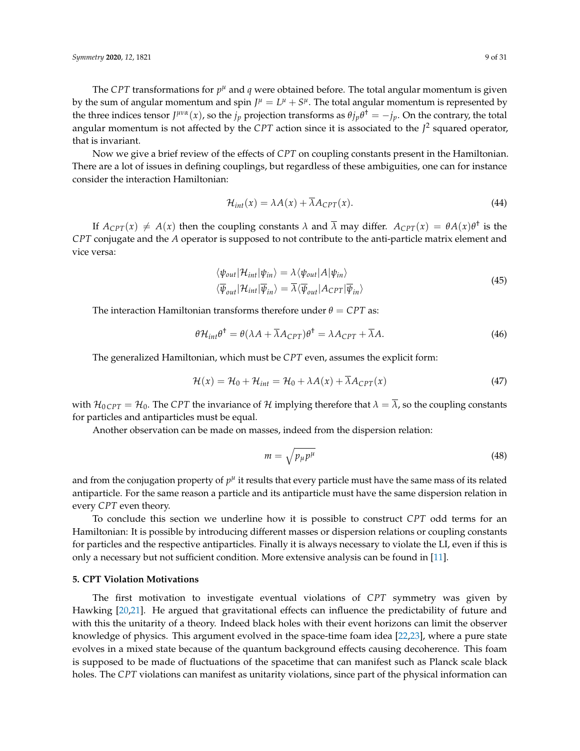The $CPT$ transformations for $p^\mu$ and $q$ were obtained before. The total angular momentum is given by the sum of angular momentum and spin $J^\mu = L^\mu + S^\mu$. The total angular momentum is represented by the three indices tensor $J^{\mu\nu\alpha}(x)$, so the $j_p$ projection transforms as $\theta j_p \theta^\dagger = -j_p$. On the contrary, the total angular momentum is not affected by the $CPT$ action since it is associated to the $J^2$ squared operator, that is invariant.

Now we give a brief review of the effects of $CPT$ on coupling constants present in the Hamiltonian. There are a lot of issues in defining couplings, but regardless of these ambiguities, one can for instance consider the interaction Hamiltonian:

$$\mathcal{H}_{int}(x) = \lambda A(x) + \overline{\lambda} A_{CPT}(x). \tag{44}$$

If $A_{CPT}(x) \neq A(x)$ then the coupling constants $\lambda$ and $\overline{\lambda}$ may differ. $A_{CPT}(x) = \theta A(x) \theta^\dagger$ is the $CPT$ conjugate and the $A$ operator is supposed to not contribute to the anti-particle matrix element and vice versa:

$$\begin{aligned} \langle \psi_{out} | \mathcal{H}_{int} | \psi_{in} \rangle &= \lambda \langle \psi_{out} | A | \psi_{in} \rangle \\ \langle \overline{\psi}_{out} | \mathcal{H}_{int} | \overline{\psi}_{in} \rangle &= \overline{\lambda} \langle \overline{\psi}_{out} | A_{CPT} | \overline{\psi}_{in} \rangle \end{aligned} \tag{45}$$

The interaction Hamiltonian transforms therefore under $\theta = CPT$ as:

$$\theta \mathcal{H}_{int} \theta^\dagger = \theta(\lambda A + \overline{\lambda} A_{CPT}) \theta^\dagger = \lambda A_{CPT} + \overline{\lambda} A. \tag{46}$$

The generalized Hamiltonian, which must be $CPT$ even, assumes the explicit form:

$$\mathcal{H}(x) = \mathcal{H}_0 + \mathcal{H}_{int} = \mathcal{H}_0 + \lambda A(x) + \overline{\lambda} A_{CPT}(x) \tag{47}$$

with $\mathcal{H}_{0\,CPT} = \mathcal{H}_0$. The $CPT$ the invariance of $\mathcal{H}$ implying therefore that $\lambda = \overline{\lambda}$, so the coupling constants for particles and antiparticles must be equal.

Another observation can be made on masses, indeed from the dispersion relation:

$$m = \sqrt{p_\mu p^\mu} \tag{48}$$

and from the conjugation property of $p^\mu$ it results that every particle must have the same mass of its related antiparticle. For the same reason a particle and its antiparticle must have the same dispersion relation in every $CPT$ even theory.

To conclude this section we underline how it is possible to construct $CPT$ odd terms for an Hamiltonian: It is possible by introducing different masses or dispersion relations or coupling constants for particles and the respective antiparticles. Finally it is always necessary to violate the LI, even if this is only a necessary but not sufficient condition. More extensive analysis can be found in [11].

## 5. CPT Violation Motivations

The first motivation to investigate eventual violations of $CPT$ symmetry was given by Hawking [20,21]. He argued that gravitational effects can influence the predictability of future and with this the unitarity of a theory. Indeed black holes with their event horizons can limit the observer knowledge of physics. This argument evolved in the space-time foam idea [22,23], where a pure state evolves in a mixed state because of the quantum background effects causing decoherence. This foam is supposed to be made of fluctuations of the spacetime that can manifest such as Planck scale black holes. The $CPT$ violations can manifest as unitarity violations, since part of the physical information can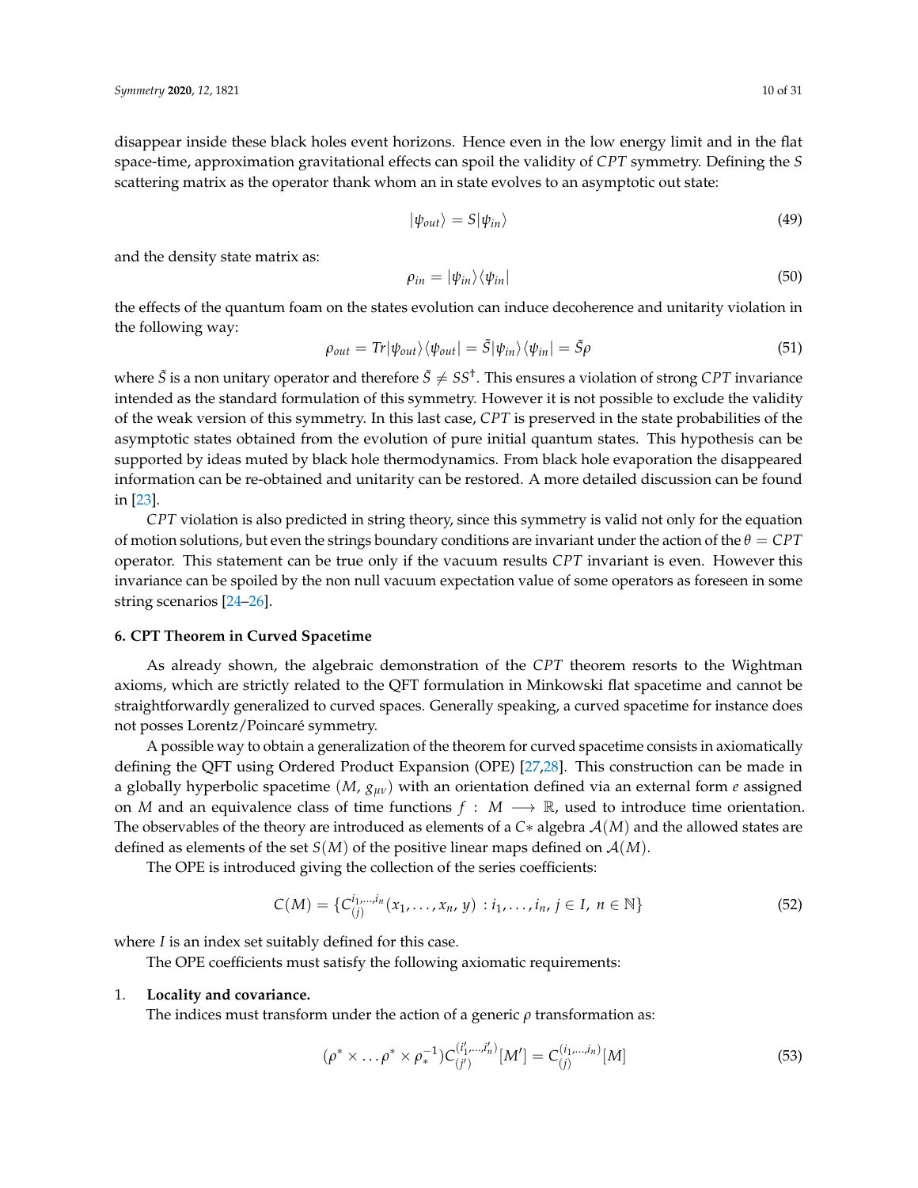disappear inside these black holes event horizons. Hence even in the low energy limit and in the flat space-time, approximation gravitational effects can spoil the validity of $CPT$ symmetry. Defining the $S$ scattering matrix as the operator thank whom an in state evolves to an asymptotic out state:

$$|\psi_{out}\rangle = S|\psi_{in}\rangle \tag{49}$$

and the density state matrix as:

$$\rho_{in} = |\psi_{in}\rangle\langle\psi_{in}| \tag{50}$$

the effects of the quantum foam on the states evolution can induce decoherence and unitarity violation in the following way:

$$\rho_{out} = Tr|\psi_{out}\rangle\langle\psi_{out}| = \tilde{S}|\psi_{in}\rangle\langle\psi_{in}| = \tilde{S}\rho \tag{51}$$

where $\tilde{S}$ is a non unitary operator and therefore $\tilde{S} \neq SS^{\dagger}$. This ensures a violation of strong $CPT$ invariance intended as the standard formulation of this symmetry. However it is not possible to exclude the validity of the weak version of this symmetry. In this last case, $CPT$ is preserved in the state probabilities of the asymptotic states obtained from the evolution of pure initial quantum states. This hypothesis can be supported by ideas muted by black hole thermodynamics. From black hole evaporation the disappeared information can be re-obtained and unitarity can be restored. A more detailed discussion can be found in [23].

$CPT$ violation is also predicted in string theory, since this symmetry is valid not only for the equation of motion solutions, but even the strings boundary conditions are invariant under the action of the $\theta = CPT$ operator. This statement can be true only if the vacuum results $CPT$ invariant is even. However this invariance can be spoiled by the non null vacuum expectation value of some operators as foreseen in some string scenarios [24–26].

#### 6. CPT Theorem in Curved Spacetime

As already shown, the algebraic demonstration of the $CPT$ theorem resorts to the Wightman axioms, which are strictly related to the QFT formulation in Minkowski flat spacetime and cannot be straightforwardly generalized to curved spaces. Generally speaking, a curved spacetime for instance does not posses Lorentz/Poincaré symmetry.

A possible way to obtain a generalization of the theorem for curved spacetime consists in axiomatically defining the QFT using Ordered Product Expansion (OPE) [27,28]. This construction can be made in a globally hyperbolic spacetime $(M, g_{\mu\nu})$ with an orientation defined via an external form $e$ assigned on $M$ and an equivalence class of time functions $f : M \longrightarrow \mathbb{R}$, used to introduce time orientation. The observables of the theory are introduced as elements of a $C*$ algebra $\mathcal{A}(M)$ and the allowed states are defined as elements of the set $S(M)$ of the positive linear maps defined on $\mathcal{A}(M)$.

The OPE is introduced giving the collection of the series coefficients:

$$C(M) = \{C^{i_1,\ldots,i_n}_{(j)}(x_1, \ldots, x_n, y) : i_1, \ldots, i_n, j \in I, n \in \mathbb{N}\} \tag{52}$$

where $I$ is an index set suitably defined for this case.

The OPE coefficients must satisfy the following axiomatic requirements:

1. **Locality and covariance.**
   The indices must transform under the action of a generic $\rho$ transformation as:

$$(\rho^* \times \ldots \rho^* \times \rho_*^{-1})C^{(i'_1,\ldots,i'_n)}_{(j')}[M'] = C^{(i_1,\ldots,i_n)}_{(j)}[M] \tag{53}$$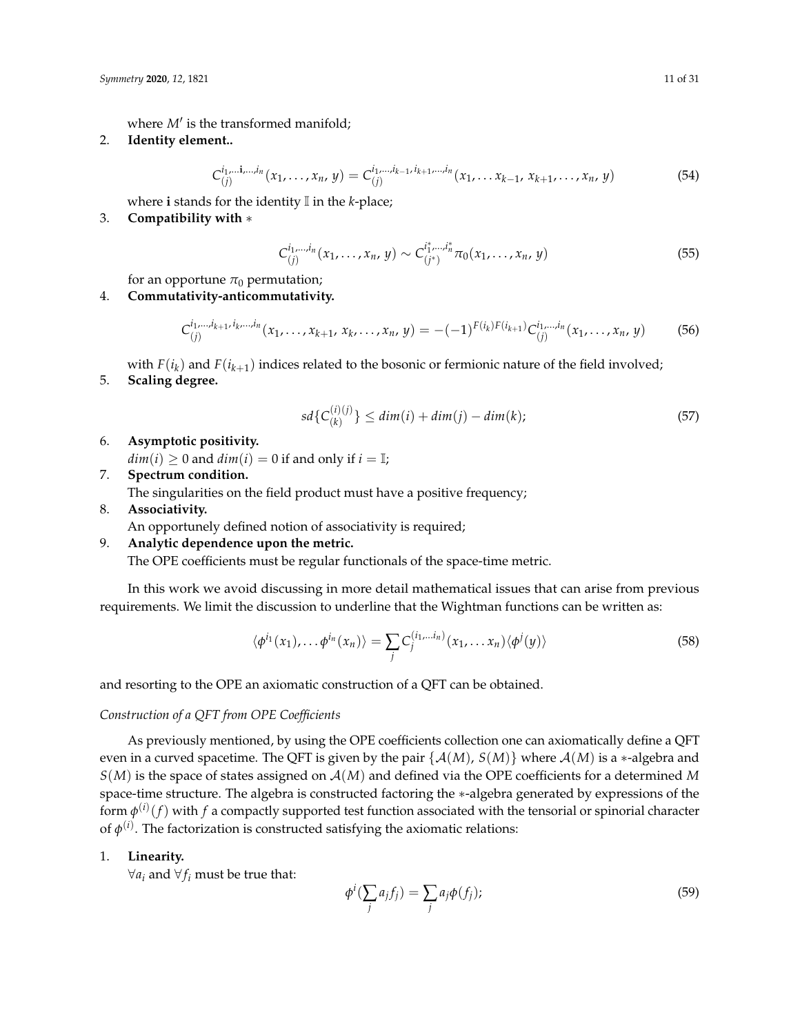where $M'$ is the transformed manifold;

2. **Identity element..**

$$C_{(j)}^{i_1,\ldots\mathbf{i},\ldots,i_n}(x_1,\ldots,x_n,\,y) = C_{(j)}^{i_1,\ldots,i_{k-1},\,i_{k+1},\ldots,i_n}(x_1,\ldots x_{k-1},\,x_{k+1},\ldots,x_n,\,y) \tag{54}$$

where $\mathbf{i}$ stands for the identity $\mathbb{I}$ in the $k$-place;

3. **Compatibility with $*$**

$$C_{(j)}^{i_1,\ldots,i_n}(x_1,\ldots,x_n,\,y) \sim C_{(j^*)}^{i_1^*,\ldots,i_n^*}\pi_0(x_1,\ldots,x_n,\,y) \tag{55}$$

for an opportune $\pi_0$ permutation;

4. **Commutativity-anticommutativity.**

$$C_{(j)}^{i_1,\ldots,i_{k+1},\,i_k,\ldots,i_n}(x_1,\ldots,x_{k+1},\,x_k,\ldots,x_n,\,y) = -(-1)^{F(i_k)F(i_{k+1})}C_{(j)}^{i_1,\ldots,i_n}(x_1,\ldots,x_n,\,y) \tag{56}$$

with $F(i_k)$ and $F(i_{k+1})$ indices related to the bosonic or fermionic nature of the field involved;

5. **Scaling degree.**

$$sd\{C_{(k)}^{(i)(j)}\} \leq dim(i) + dim(j) - dim(k); \tag{57}$$

6. **Asymptotic positivity.**
   $dim(i) \geq 0$ and $dim(i) = 0$ if and only if $i = \mathbb{I}$;
7. **Spectrum condition.**
   The singularities on the field product must have a positive frequency;
8. **Associativity.**
   An opportunely defined notion of associativity is required;
9. **Analytic dependence upon the metric.**
   The OPE coefficients must be regular functionals of the space-time metric.

In this work we avoid discussing in more detail mathematical issues that can arise from previous requirements. We limit the discussion to underline that the Wightman functions can be written as:

$$\langle \phi^{i_1}(x_1),\ldots\phi^{i_n}(x_n)\rangle = \sum_j C_j^{(i_1,\ldots i_n)}(x_1,\ldots x_n)\langle\phi^j(y)\rangle \tag{58}$$

and resorting to the OPE an axiomatic construction of a QFT can be obtained.

*Construction of a QFT from OPE Coefficients*

As previously mentioned, by using the OPE coefficients collection one can axiomatically define a QFT even in a curved spacetime. The QFT is given by the pair $\{\mathcal{A}(M),\,S(M)\}$ where $\mathcal{A}(M)$ is a $*$-algebra and $S(M)$ is the space of states assigned on $\mathcal{A}(M)$ and defined via the OPE coefficients for a determined $M$ space-time structure. The algebra is constructed factoring the $*$-algebra generated by expressions of the form $\phi^{(i)}(f)$ with $f$ a compactly supported test function associated with the tensorial or spinorial character of $\phi^{(i)}$. The factorization is constructed satisfying the axiomatic relations:

1. **Linearity.**
   $\forall a_i$ and $\forall f_i$ must be true that:

$$\phi^i(\sum_j a_j f_j) = \sum_j a_j \phi(f_j); \tag{59}$$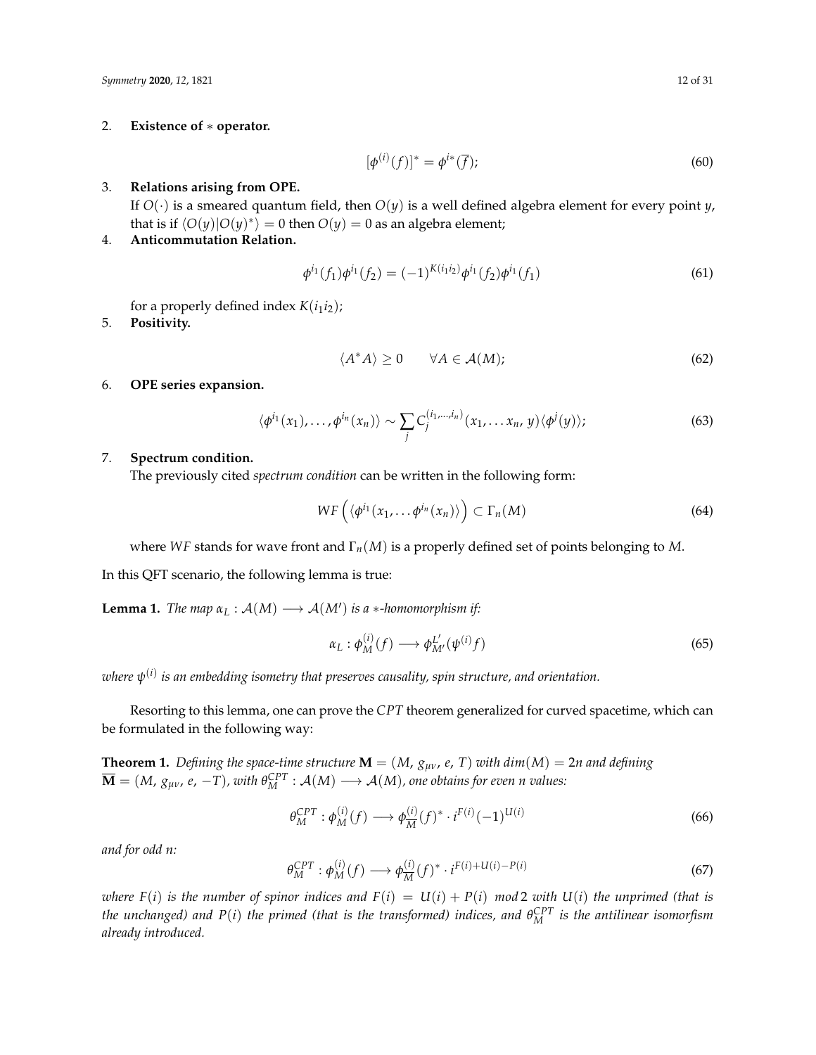2. **Existence of $*$ operator.**

$$[\phi^{(i)}(f)]^* = \phi^{i*}(\overline{f}); \tag{60}$$

3. **Relations arising from OPE.**
   If $O(\cdot)$ is a smeared quantum field, then $O(y)$ is a well defined algebra element for every point $y$, that is if $\langle O(y)|O(y)^*\rangle = 0$ then $O(y) = 0$ as an algebra element;
4. **Anticommutation Relation.**

$$\phi^{i_1}(f_1)\phi^{i_1}(f_2) = (-1)^{K(i_1 i_2)}\phi^{i_1}(f_2)\phi^{i_1}(f_1) \tag{61}$$

   for a properly defined index $K(i_1 i_2)$;
5. **Positivity.**

$$\langle A^* A\rangle \geq 0 \qquad \forall A \in \mathcal{A}(M); \tag{62}$$

6. **OPE series expansion.**

$$\langle \phi^{i_1}(x_1), \ldots, \phi^{i_n}(x_n)\rangle \sim \sum_j C_j^{(i_1,\ldots,i_n)}(x_1, \ldots x_n, y)\langle \phi^j(y)\rangle; \tag{63}$$

7. **Spectrum condition.**
   The previously cited *spectrum condition* can be written in the following form:

$$WF\left(\langle \phi^{i_1}(x_1, \ldots \phi^{i_n}(x_n)\rangle\right) \subset \Gamma_n(M) \tag{64}$$

   where $WF$ stands for wave front and $\Gamma_n(M)$ is a properly defined set of points belonging to $M$.

In this QFT scenario, the following lemma is true:

**Lemma 1.** *The map $\alpha_L : \mathcal{A}(M) \longrightarrow \mathcal{A}(M')$ is a $*$-homomorphism if:*

$$\alpha_L : \phi_M^{(i)}(f) \longrightarrow \phi_{M'}^{L'}(\psi^{(i)} f) \tag{65}$$

*where $\psi^{(i)}$ is an embedding isometry that preserves causality, spin structure, and orientation.*

Resorting to this lemma, one can prove the $CPT$ theorem generalized for curved spacetime, which can be formulated in the following way:

**Theorem 1.** *Defining the space-time structure $\mathbf{M} = (M, g_{\mu\nu}, e, T)$ with $dim(M) = 2n$ and defining $\overline{\mathbf{M}} = (M, g_{\mu\nu}, e, -T)$, with $\theta_M^{CPT} : \mathcal{A}(M) \longrightarrow \mathcal{A}(M)$, one obtains for even $n$ values:*

$$\theta_M^{CPT} : \phi_M^{(i)}(f) \longrightarrow \phi_{\overline{M}}^{(i)}(f)^* \cdot i^{F(i)}(-1)^{U(i)} \tag{66}$$

*and for odd $n$:*

$$\theta_M^{CPT} : \phi_M^{(i)}(f) \longrightarrow \phi_{\overline{M}}^{(i)}(f)^* \cdot i^{F(i)+U(i)-P(i)} \tag{67}$$

*where $F(i)$ is the number of spinor indices and $F(i) = U(i) + P(i) \mod 2$ with $U(i)$ the unprimed (that is the unchanged) and $P(i)$ the primed (that is the transformed) indices, and $\theta_M^{CPT}$ is the antilinear isomorfism already introduced.*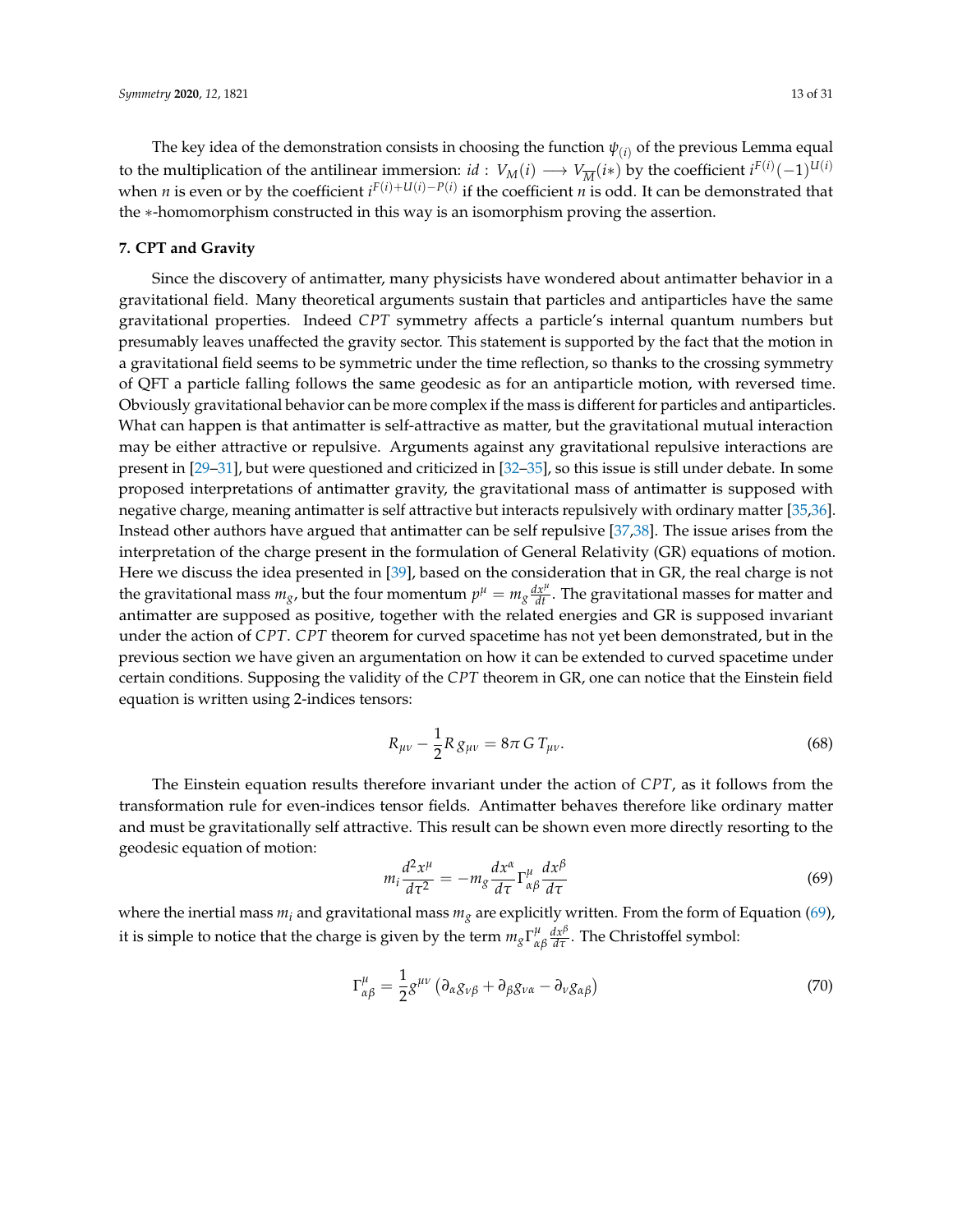The key idea of the demonstration consists in choosing the function $\psi_{(i)}$ of the previous Lemma equal to the multiplication of the antilinear immersion: $id : V_M(i) \longrightarrow V_{\overline{M}}(i*)$ by the coefficient $i^{F(i)}(-1)^{U(i)}$ when $n$ is even or by the coefficient $i^{F(i)+U(i)-P(i)}$ if the coefficient $n$ is odd. It can be demonstrated that the $*$-homomorphism constructed in this way is an isomorphism proving the assertion.

## 7. CPT and Gravity

Since the discovery of antimatter, many physicists have wondered about antimatter behavior in a gravitational field. Many theoretical arguments sustain that particles and antiparticles have the same gravitational properties. Indeed $CPT$ symmetry affects a particle's internal quantum numbers but presumably leaves unaffected the gravity sector. This statement is supported by the fact that the motion in a gravitational field seems to be symmetric under the time reflection, so thanks to the crossing symmetry of QFT a particle falling follows the same geodesic as for an antiparticle motion, with reversed time. Obviously gravitational behavior can be more complex if the mass is different for particles and antiparticles. What can happen is that antimatter is self-attractive as matter, but the gravitational mutual interaction may be either attractive or repulsive. Arguments against any gravitational repulsive interactions are present in [29–31], but were questioned and criticized in [32–35], so this issue is still under debate. In some proposed interpretations of antimatter gravity, the gravitational mass of antimatter is supposed with negative charge, meaning antimatter is self attractive but interacts repulsively with ordinary matter [35,36]. Instead other authors have argued that antimatter can be self repulsive [37,38]. The issue arises from the interpretation of the charge present in the formulation of General Relativity (GR) equations of motion. Here we discuss the idea presented in [39], based on the consideration that in GR, the real charge is not the gravitational mass $m_g$, but the four momentum $p^\mu = m_g \frac{dx^\mu}{dt}$. The gravitational masses for matter and antimatter are supposed as positive, together with the related energies and GR is supposed invariant under the action of $CPT$. $CPT$ theorem for curved spacetime has not yet been demonstrated, but in the previous section we have given an argumentation on how it can be extended to curved spacetime under certain conditions. Supposing the validity of the $CPT$ theorem in GR, one can notice that the Einstein field equation is written using 2-indices tensors:

$$R_{\mu\nu} - \frac{1}{2} R\, g_{\mu\nu} = 8\pi\, G\, T_{\mu\nu}. \tag{68}$$

The Einstein equation results therefore invariant under the action of $CPT$, as it follows from the transformation rule for even-indices tensor fields. Antimatter behaves therefore like ordinary matter and must be gravitationally self attractive. This result can be shown even more directly resorting to the geodesic equation of motion:

$$m_i \frac{d^2 x^\mu}{d\tau^2} = -m_g \frac{dx^\alpha}{d\tau} \Gamma^\mu_{\alpha\beta} \frac{dx^\beta}{d\tau} \tag{69}$$

where the inertial mass $m_i$ and gravitational mass $m_g$ are explicitly written. From the form of Equation (69), it is simple to notice that the charge is given by the term $m_g \Gamma^\mu_{\alpha\beta} \frac{dx^\beta}{d\tau}$. The Christoffel symbol:

$$\Gamma^\mu_{\alpha\beta} = \frac{1}{2} g^{\mu\nu} \left( \partial_\alpha g_{\nu\beta} + \partial_\beta g_{\nu\alpha} - \partial_\nu g_{\alpha\beta} \right) \tag{70}$$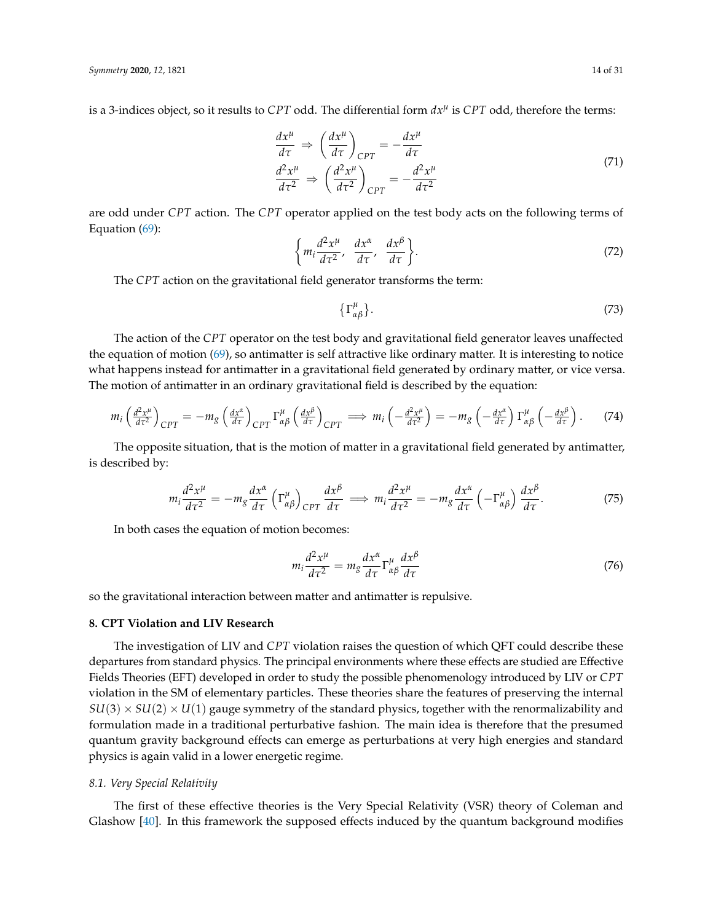is a 3-indices object, so it results to $CPT$ odd. The differential form $dx^\mu$ is $CPT$ odd, therefore the terms:

$$
\begin{aligned}
\frac{dx^\mu}{d\tau} &\Rightarrow \left(\frac{dx^\mu}{d\tau}\right)_{CPT} = -\frac{dx^\mu}{d\tau} \\
\frac{d^2x^\mu}{d\tau^2} &\Rightarrow \left(\frac{d^2x^\mu}{d\tau^2}\right)_{CPT} = -\frac{d^2x^\mu}{d\tau^2}
\end{aligned}
\tag{71}
$$

are odd under $CPT$ action. The $CPT$ operator applied on the test body acts on the following terms of Equation (69):

$$
\left\{ m_i \frac{d^2x^\mu}{d\tau^2},\ \frac{dx^\alpha}{d\tau},\ \frac{dx^\beta}{d\tau} \right\}. \tag{72}
$$

The $CPT$ action on the gravitational field generator transforms the term:

$$
\{\Gamma^\mu_{\alpha\beta}\}. \tag{73}
$$

The action of the $CPT$ operator on the test body and gravitational field generator leaves unaffected the equation of motion (69), so antimatter is self attractive like ordinary matter. It is interesting to notice what happens instead for antimatter in a gravitational field generated by ordinary matter, or vice versa. The motion of antimatter in an ordinary gravitational field is described by the equation:

$$
m_i \left(\tfrac{d^2x^\mu}{d\tau^2}\right)_{CPT} = -m_g \left(\tfrac{dx^\alpha}{d\tau}\right)_{CPT} \Gamma^\mu_{\alpha\beta} \left(\tfrac{dx^\beta}{d\tau}\right)_{CPT} \Longrightarrow m_i \left(-\tfrac{d^2x^\mu}{d\tau^2}\right) = -m_g \left(-\tfrac{dx^\alpha}{d\tau}\right) \Gamma^\mu_{\alpha\beta} \left(-\tfrac{dx^\beta}{d\tau}\right). \tag{74}
$$

The opposite situation, that is the motion of matter in a gravitational field generated by antimatter, is described by:

$$
m_i \frac{d^2x^\mu}{d\tau^2} = -m_g \frac{dx^\alpha}{d\tau} \left(\Gamma^\mu_{\alpha\beta}\right)_{CPT} \frac{dx^\beta}{d\tau} \Longrightarrow m_i \frac{d^2x^\mu}{d\tau^2} = -m_g \frac{dx^\alpha}{d\tau} \left(-\Gamma^\mu_{\alpha\beta}\right) \frac{dx^\beta}{d\tau}. \tag{75}
$$

In both cases the equation of motion becomes:

$$
m_i \frac{d^2x^\mu}{d\tau^2} = m_g \frac{dx^\alpha}{d\tau} \Gamma^\mu_{\alpha\beta} \frac{dx^\beta}{d\tau} \tag{76}
$$

so the gravitational interaction between matter and antimatter is repulsive.

## 8. CPT Violation and LIV Research

The investigation of LIV and $CPT$ violation raises the question of which QFT could describe these departures from standard physics. The principal environments where these effects are studied are Effective Fields Theories (EFT) developed in order to study the possible phenomenology introduced by LIV or $CPT$ violation in the SM of elementary particles. These theories share the features of preserving the internal $SU(3) \times SU(2) \times U(1)$ gauge symmetry of the standard physics, together with the renormalizability and formulation made in a traditional perturbative fashion. The main idea is therefore that the presumed quantum gravity background effects can emerge as perturbations at very high energies and standard physics is again valid in a lower energetic regime.

### 8.1. Very Special Relativity

The first of these effective theories is the Very Special Relativity (VSR) theory of Coleman and Glashow [40]. In this framework the supposed effects induced by the quantum background modifies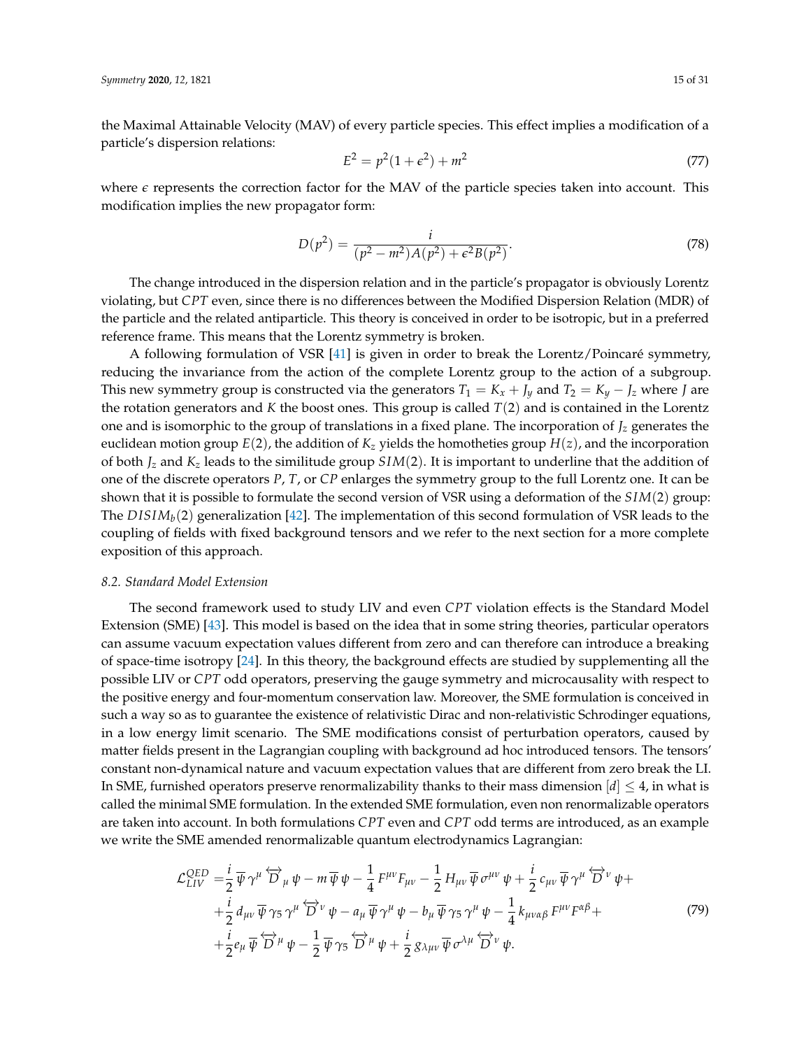the Maximal Attainable Velocity (MAV) of every particle species. This effect implies a modification of a particle's dispersion relations:

$$E^2 = p^2(1+\epsilon^2) + m^2 \tag{77}$$

where $\epsilon$ represents the correction factor for the MAV of the particle species taken into account. This modification implies the new propagator form:

$$D(p^2) = \frac{i}{(p^2 - m^2)A(p^2) + \epsilon^2 B(p^2)}. \tag{78}$$

The change introduced in the dispersion relation and in the particle's propagator is obviously Lorentz violating, but $CPT$ even, since there is no differences between the Modified Dispersion Relation (MDR) of the particle and the related antiparticle. This theory is conceived in order to be isotropic, but in a preferred reference frame. This means that the Lorentz symmetry is broken.

A following formulation of VSR [41] is given in order to break the Lorentz/Poincaré symmetry, reducing the invariance from the action of the complete Lorentz group to the action of a subgroup. This new symmetry group is constructed via the generators $T_1 = K_x + J_y$ and $T_2 = K_y - J_z$ where $J$ are the rotation generators and $K$ the boost ones. This group is called $T(2)$ and is contained in the Lorentz one and is isomorphic to the group of translations in a fixed plane. The incorporation of $J_z$ generates the euclidean motion group $E(2)$, the addition of $K_z$ yields the homotheties group $H(z)$, and the incorporation of both $J_z$ and $K_z$ leads to the similitude group $SIM(2)$. It is important to underline that the addition of one of the discrete operators $P$, $T$, or $CP$ enlarges the symmetry group to the full Lorentz one. It can be shown that it is possible to formulate the second version of VSR using a deformation of the $SIM(2)$ group: The $DISIM_b(2)$ generalization [42]. The implementation of this second formulation of VSR leads to the coupling of fields with fixed background tensors and we refer to the next section for a more complete exposition of this approach.

### 8.2. Standard Model Extension

The second framework used to study LIV and even $CPT$ violation effects is the Standard Model Extension (SME) [43]. This model is based on the idea that in some string theories, particular operators can assume vacuum expectation values different from zero and can therefore can introduce a breaking of space-time isotropy [24]. In this theory, the background effects are studied by supplementing all the possible LIV or $CPT$ odd operators, preserving the gauge symmetry and microcausality with respect to the positive energy and four-momentum conservation law. Moreover, the SME formulation is conceived in such a way so as to guarantee the existence of relativistic Dirac and non-relativistic Schrodinger equations, in a low energy limit scenario. The SME modifications consist of perturbation operators, caused by matter fields present in the Lagrangian coupling with background ad hoc introduced tensors. The tensors' constant non-dynamical nature and vacuum expectation values that are different from zero break the LI. In SME, furnished operators preserve renormalizability thanks to their mass dimension $[d] \leq 4$, in what is called the minimal SME formulation. In the extended SME formulation, even non renormalizable operators are taken into account. In both formulations $CPT$ even and $CPT$ odd terms are introduced, as an example we write the SME amended renormalizable quantum electrodynamics Lagrangian:

$$\begin{aligned}
\mathcal{L}^{QED}_{LIV} =& \frac{i}{2}\,\overline{\psi}\,\gamma^{\mu}\,\overleftrightarrow{D}_{\mu}\,\psi - m\,\overline{\psi}\,\psi - \frac{1}{4}\,F^{\mu\nu}F_{\mu\nu} - \frac{1}{2}\,H_{\mu\nu}\,\overline{\psi}\,\sigma^{\mu\nu}\,\psi + \frac{i}{2}\,c_{\mu\nu}\,\overline{\psi}\,\gamma^{\mu}\,\overleftrightarrow{D}^{\nu}\,\psi + \\
&+ \frac{i}{2}\,d_{\mu\nu}\,\overline{\psi}\,\gamma_5\,\gamma^{\mu}\,\overleftrightarrow{D}^{\nu}\,\psi - a_{\mu}\,\overline{\psi}\,\gamma^{\mu}\,\psi - b_{\mu}\,\overline{\psi}\,\gamma_5\,\gamma^{\mu}\,\psi - \frac{1}{4}\,k_{\mu\nu\alpha\beta}\,F^{\mu\nu}F^{\alpha\beta} + \\
&+ \frac{i}{2}e_{\mu}\,\overline{\psi}\,\overleftrightarrow{D}^{\mu}\,\psi - \frac{1}{2}\,\overline{\psi}\,\gamma_5\,\overleftrightarrow{D}^{\mu}\,\psi + \frac{i}{2}\,g_{\lambda\mu\nu}\,\overline{\psi}\,\sigma^{\lambda\mu}\,\overleftrightarrow{D}^{\nu}\,\psi.
\end{aligned} \tag{79}$$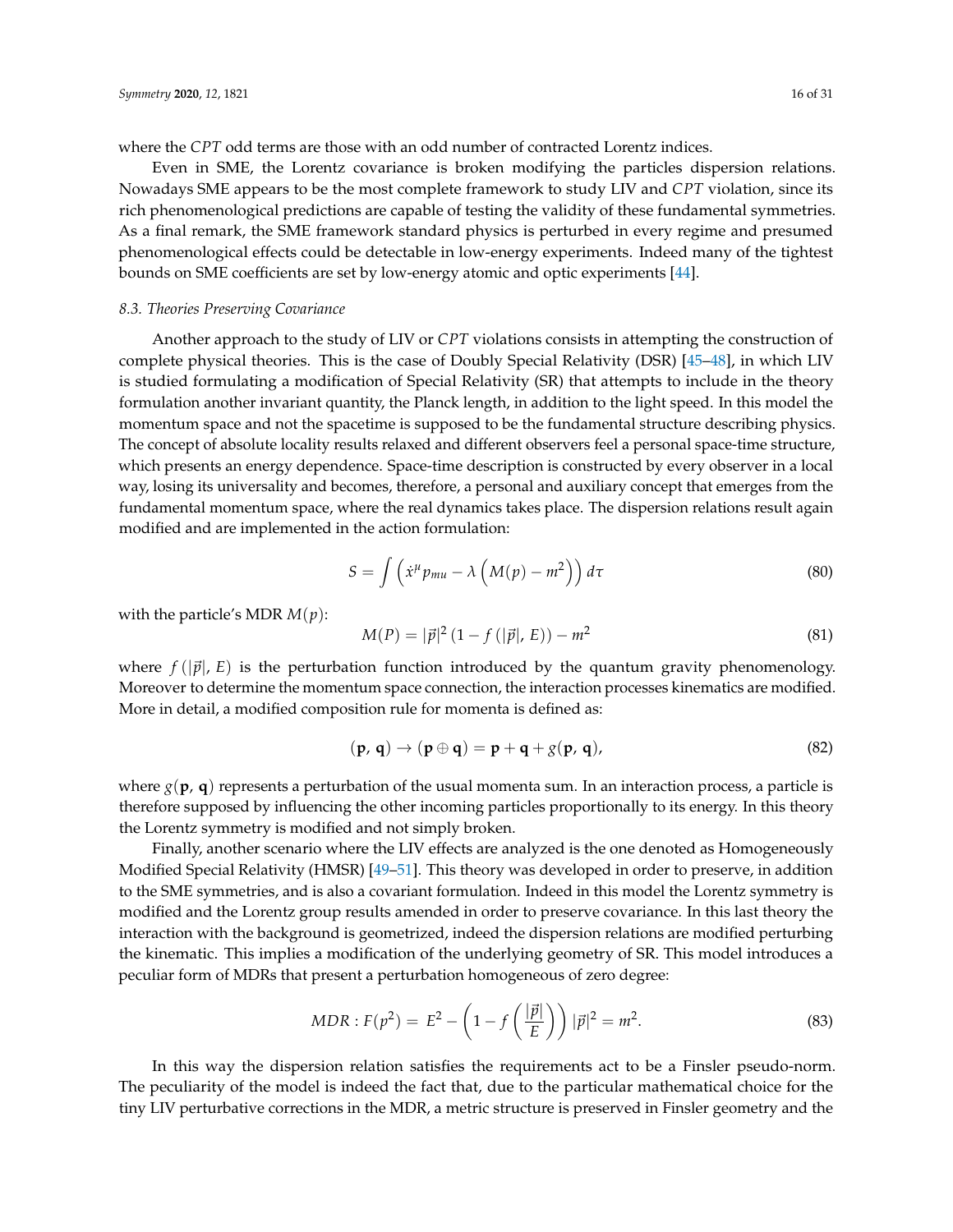where the $CPT$ odd terms are those with an odd number of contracted Lorentz indices.

Even in SME, the Lorentz covariance is broken modifying the particles dispersion relations. Nowadays SME appears to be the most complete framework to study LIV and $CPT$ violation, since its rich phenomenological predictions are capable of testing the validity of these fundamental symmetries. As a final remark, the SME framework standard physics is perturbed in every regime and presumed phenomenological effects could be detectable in low-energy experiments. Indeed many of the tightest bounds on SME coefficients are set by low-energy atomic and optic experiments [44].

### 8.3. Theories Preserving Covariance

Another approach to the study of LIV or $CPT$ violations consists in attempting the construction of complete physical theories. This is the case of Doubly Special Relativity (DSR) [45–48], in which LIV is studied formulating a modification of Special Relativity (SR) that attempts to include in the theory formulation another invariant quantity, the Planck length, in addition to the light speed. In this model the momentum space and not the spacetime is supposed to be the fundamental structure describing physics. The concept of absolute locality results relaxed and different observers feel a personal space-time structure, which presents an energy dependence. Space-time description is constructed by every observer in a local way, losing its universality and becomes, therefore, a personal and auxiliary concept that emerges from the fundamental momentum space, where the real dynamics takes place. The dispersion relations result again modified and are implemented in the action formulation:

$$S = \int \left( \dot{x}^{\mu} p_{mu} - \lambda \left( M(p) - m^2 \right) \right) d\tau \tag{80}$$

with the particle's MDR $M(p)$:

$$M(P) = |\vec{p}|^2 \left(1 - f\left(|\vec{p}|,\, E\right)\right) - m^2 \tag{81}$$

where $f\left(|\vec{p}|,\, E\right)$ is the perturbation function introduced by the quantum gravity phenomenology. Moreover to determine the momentum space connection, the interaction processes kinematics are modified. More in detail, a modified composition rule for momenta is defined as:

$$(\mathbf{p},\, \mathbf{q}) \rightarrow (\mathbf{p} \oplus \mathbf{q}) = \mathbf{p} + \mathbf{q} + g(\mathbf{p},\, \mathbf{q}), \tag{82}$$

where $g(\mathbf{p},\, \mathbf{q})$ represents a perturbation of the usual momenta sum. In an interaction process, a particle is therefore supposed by influencing the other incoming particles proportionally to its energy. In this theory the Lorentz symmetry is modified and not simply broken.

Finally, another scenario where the LIV effects are analyzed is the one denoted as Homogeneously Modified Special Relativity (HMSR) [49–51]. This theory was developed in order to preserve, in addition to the SME symmetries, and is also a covariant formulation. Indeed in this model the Lorentz symmetry is modified and the Lorentz group results amended in order to preserve covariance. In this last theory the interaction with the background is geometrized, indeed the dispersion relations are modified perturbing the kinematic. This implies a modification of the underlying geometry of SR. This model introduces a peculiar form of MDRs that present a perturbation homogeneous of zero degree:

$$MDR : F(p^2) = \, E^2 - \left(1 - f\left(\frac{|\vec{p}|}{E}\right)\right) |\vec{p}|^2 = m^2. \tag{83}$$

In this way the dispersion relation satisfies the requirements act to be a Finsler pseudo-norm. The peculiarity of the model is indeed the fact that, due to the particular mathematical choice for the tiny LIV perturbative corrections in the MDR, a metric structure is preserved in Finsler geometry and the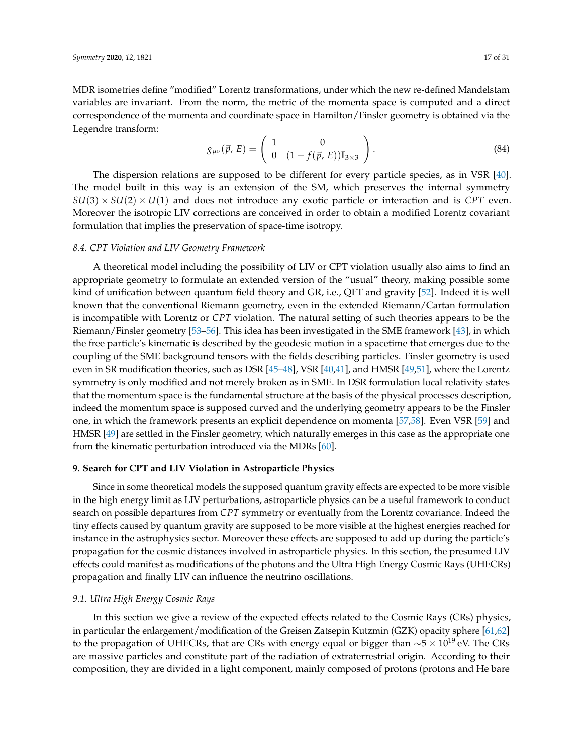MDR isometries define "modified" Lorentz transformations, under which the new re-defined Mandelstam variables are invariant. From the norm, the metric of the momenta space is computed and a direct correspondence of the momenta and coordinate space in Hamilton/Finsler geometry is obtained via the Legendre transform:

$$g_{\mu\nu}(\vec{p}, E) = \begin{pmatrix} 1 & 0 \\ 0 & (1 + f(\vec{p}, E))\mathbb{I}_{3\times 3} \end{pmatrix}. \tag{84}$$

The dispersion relations are supposed to be different for every particle species, as in VSR [40]. The model built in this way is an extension of the SM, which preserves the internal symmetry $SU(3) \times SU(2) \times U(1)$ and does not introduce any exotic particle or interaction and is $CPT$ even. Moreover the isotropic LIV corrections are conceived in order to obtain a modified Lorentz covariant formulation that implies the preservation of space-time isotropy.

### *8.4. CPT Violation and LIV Geometry Framework*

A theoretical model including the possibility of LIV or CPT violation usually also aims to find an appropriate geometry to formulate an extended version of the "usual" theory, making possible some kind of unification between quantum field theory and GR, i.e., QFT and gravity [52]. Indeed it is well known that the conventional Riemann geometry, even in the extended Riemann/Cartan formulation is incompatible with Lorentz or $CPT$ violation. The natural setting of such theories appears to be the Riemann/Finsler geometry [53–56]. This idea has been investigated in the SME framework [43], in which the free particle's kinematic is described by the geodesic motion in a spacetime that emerges due to the coupling of the SME background tensors with the fields describing particles. Finsler geometry is used even in SR modification theories, such as DSR [45–48], VSR [40,41], and HMSR [49,51], where the Lorentz symmetry is only modified and not merely broken as in SME. In DSR formulation local relativity states that the momentum space is the fundamental structure at the basis of the physical processes description, indeed the momentum space is supposed curved and the underlying geometry appears to be the Finsler one, in which the framework presents an explicit dependence on momenta [57,58]. Even VSR [59] and HMSR [49] are settled in the Finsler geometry, which naturally emerges in this case as the appropriate one from the kinematic perturbation introduced via the MDRs [60].

## 9. Search for CPT and LIV Violation in Astroparticle Physics

Since in some theoretical models the supposed quantum gravity effects are expected to be more visible in the high energy limit as LIV perturbations, astroparticle physics can be a useful framework to conduct search on possible departures from $CPT$ symmetry or eventually from the Lorentz covariance. Indeed the tiny effects caused by quantum gravity are supposed to be more visible at the highest energies reached for instance in the astrophysics sector. Moreover these effects are supposed to add up during the particle's propagation for the cosmic distances involved in astroparticle physics. In this section, the presumed LIV effects could manifest as modifications of the photons and the Ultra High Energy Cosmic Rays (UHECRs) propagation and finally LIV can influence the neutrino oscillations.

### *9.1. Ultra High Energy Cosmic Rays*

In this section we give a review of the expected effects related to the Cosmic Rays (CRs) physics, in particular the enlargement/modification of the Greisen Zatsepin Kutzmin (GZK) opacity sphere [61,62] to the propagation of UHECRs, that are CRs with energy equal or bigger than $\sim 5 \times 10^{19}$ eV. The CRs are massive particles and constitute part of the radiation of extraterrestrial origin. According to their composition, they are divided in a light component, mainly composed of protons (protons and He bare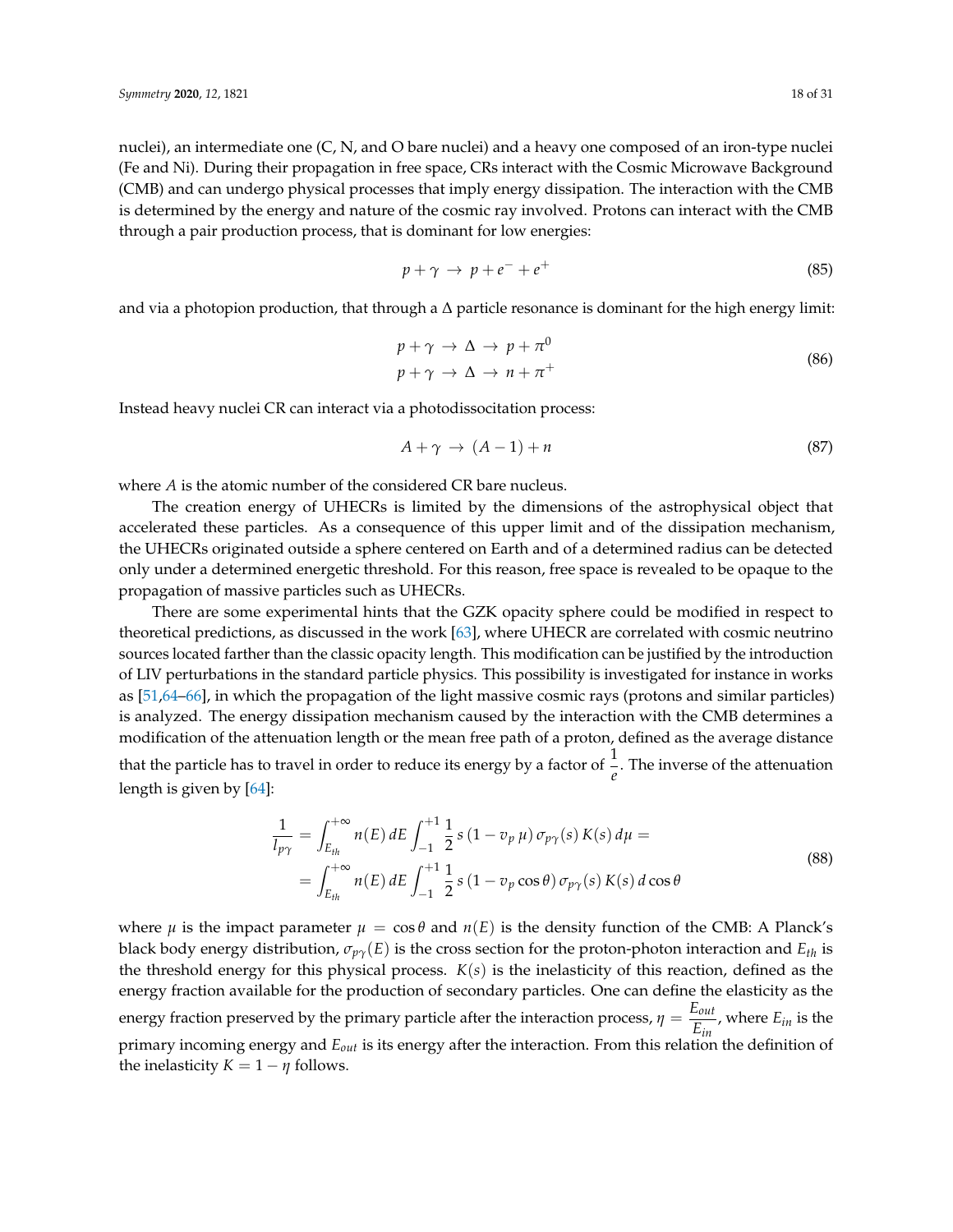nuclei), an intermediate one (C, N, and O bare nuclei) and a heavy one composed of an iron-type nuclei (Fe and Ni). During their propagation in free space, CRs interact with the Cosmic Microwave Background (CMB) and can undergo physical processes that imply energy dissipation. The interaction with the CMB is determined by the energy and nature of the cosmic ray involved. Protons can interact with the CMB through a pair production process, that is dominant for low energies:

$$p + \gamma \;\rightarrow\; p + e^{-} + e^{+} \tag{85}$$

and via a photopion production, that through a $\Delta$ particle resonance is dominant for the high energy limit:

$$\begin{aligned} p + \gamma \;&\rightarrow\; \Delta \;\rightarrow\; p + \pi^{0} \\ p + \gamma \;&\rightarrow\; \Delta \;\rightarrow\; n + \pi^{+} \end{aligned} \tag{86}$$

Instead heavy nuclei CR can interact via a photodissocitation process:

$$A + \gamma \;\rightarrow\; (A-1) + n \tag{87}$$

where $A$ is the atomic number of the considered CR bare nucleus.

The creation energy of UHECRs is limited by the dimensions of the astrophysical object that accelerated these particles. As a consequence of this upper limit and of the dissipation mechanism, the UHECRs originated outside a sphere centered on Earth and of a determined radius can be detected only under a determined energetic threshold. For this reason, free space is revealed to be opaque to the propagation of massive particles such as UHECRs.

There are some experimental hints that the GZK opacity sphere could be modified in respect to theoretical predictions, as discussed in the work [63], where UHECR are correlated with cosmic neutrino sources located farther than the classic opacity length. This modification can be justified by the introduction of LIV perturbations in the standard particle physics. This possibility is investigated for instance in works as [51,64–66], in which the propagation of the light massive cosmic rays (protons and similar particles) is analyzed. The energy dissipation mechanism caused by the interaction with the CMB determines a modification of the attenuation length or the mean free path of a proton, defined as the average distance that the particle has to travel in order to reduce its energy by a factor of $\frac{1}{e}$. The inverse of the attenuation length is given by [64]:

$$\begin{aligned} \frac{1}{l_{p\gamma}} &= \int_{E_{th}}^{+\infty} n(E)\, dE \int_{-1}^{+1} \frac{1}{2}\, s\,(1 - v_p\, \mu)\, \sigma_{p\gamma}(s)\, K(s)\, d\mu = \\ &= \int_{E_{th}}^{+\infty} n(E)\, dE \int_{-1}^{+1} \frac{1}{2}\, s\,(1 - v_p \cos\theta)\, \sigma_{p\gamma}(s)\, K(s)\, d\cos\theta \end{aligned} \tag{88}$$

where $\mu$ is the impact parameter $\mu = \cos\theta$ and $n(E)$ is the density function of the CMB: A Planck's black body energy distribution, $\sigma_{p\gamma}(E)$ is the cross section for the proton-photon interaction and $E_{th}$ is the threshold energy for this physical process. $K(s)$ is the inelasticity of this reaction, defined as the energy fraction available for the production of secondary particles. One can define the elasticity as the energy fraction preserved by the primary particle after the interaction process, $\eta = \frac{E_{out}}{E_{in}}$, where $E_{in}$ is the primary incoming energy and $E_{out}$ is its energy after the interaction. From this relation the definition of the inelasticity $K = 1 - \eta$ follows.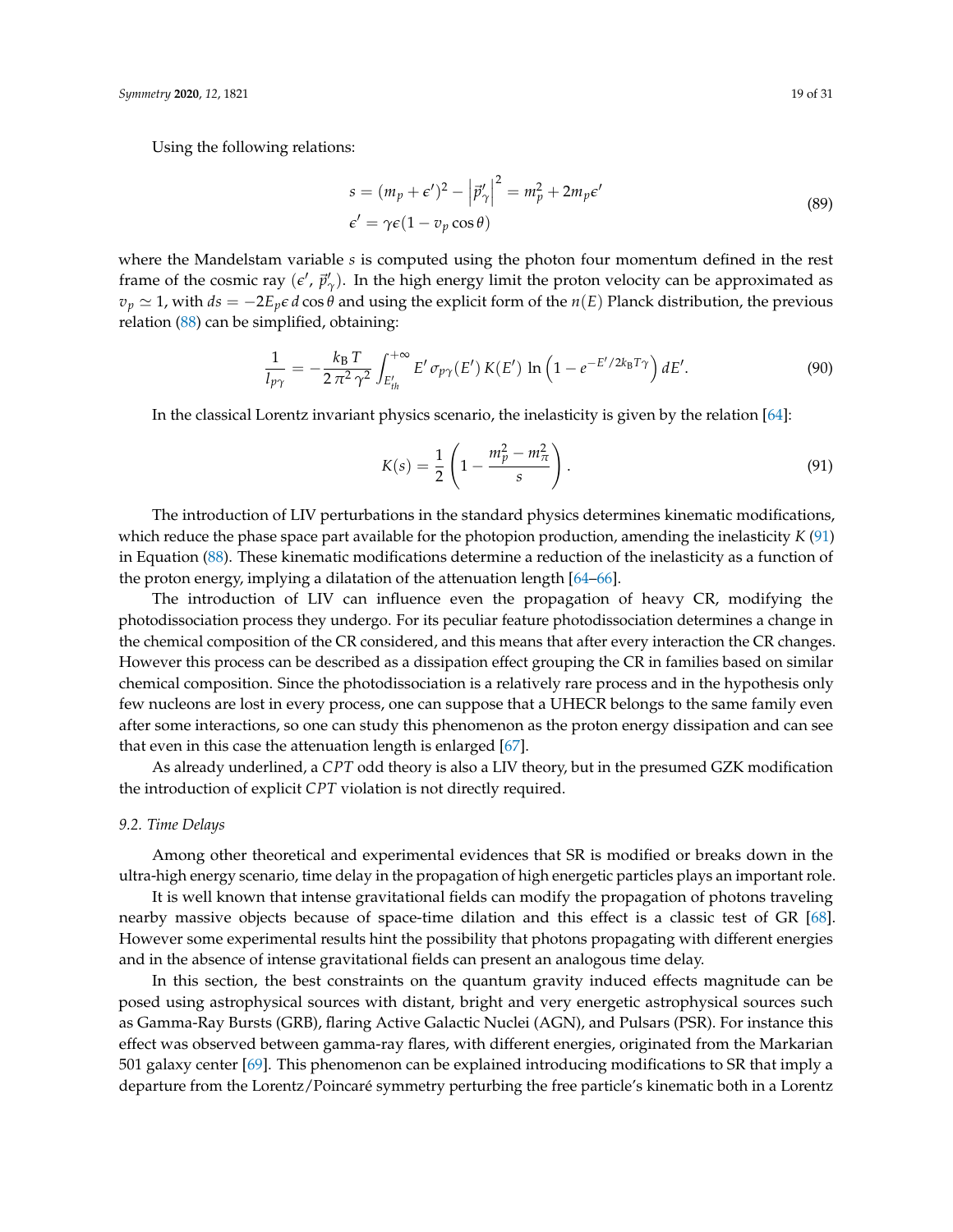Using the following relations:

$$
\begin{aligned}
s &= (m_p + \epsilon')^2 - \left|\vec{p}'_\gamma\right|^2 = m_p^2 + 2m_p\epsilon' \\
\epsilon' &= \gamma\epsilon(1 - v_p\cos\theta)
\end{aligned}
\tag{89}
$$

where the Mandelstam variable $s$ is computed using the photon four momentum defined in the rest frame of the cosmic ray ($\epsilon'$, $\vec{p}'_\gamma$). In the high energy limit the proton velocity can be approximated as $v_p \simeq 1$, with $ds = -2E_p\epsilon\, d\cos\theta$ and using the explicit form of the $n(E)$ Planck distribution, the previous relation (88) can be simplified, obtaining:

$$
\frac{1}{l_{p\gamma}} = -\frac{k_B\, T}{2\,\pi^2\,\gamma^2}\int_{E'_{th}}^{+\infty} E'\,\sigma_{p\gamma}(E')\,K(E')\,\ln\left(1 - e^{-E'/2k_B T\gamma}\right) dE'. \tag{90}
$$

In the classical Lorentz invariant physics scenario, the inelasticity is given by the relation [64]:

$$
K(s) = \frac{1}{2}\left(1 - \frac{m_p^2 - m_\pi^2}{s}\right). \tag{91}
$$

The introduction of LIV perturbations in the standard physics determines kinematic modifications, which reduce the phase space part available for the photopion production, amending the inelasticity $K$ (91) in Equation (88). These kinematic modifications determine a reduction of the inelasticity as a function of the proton energy, implying a dilatation of the attenuation length [64–66].

The introduction of LIV can influence even the propagation of heavy CR, modifying the photodissociation process they undergo. For its peculiar feature photodissociation determines a change in the chemical composition of the CR considered, and this means that after every interaction the CR changes. However this process can be described as a dissipation effect grouping the CR in families based on similar chemical composition. Since the photodissociation is a relatively rare process and in the hypothesis only few nucleons are lost in every process, one can suppose that a UHECR belongs to the same family even after some interactions, so one can study this phenomenon as the proton energy dissipation and can see that even in this case the attenuation length is enlarged [67].

As already underlined, a $CPT$ odd theory is also a LIV theory, but in the presumed GZK modification the introduction of explicit $CPT$ violation is not directly required.

### 9.2. Time Delays

Among other theoretical and experimental evidences that SR is modified or breaks down in the ultra-high energy scenario, time delay in the propagation of high energetic particles plays an important role.

It is well known that intense gravitational fields can modify the propagation of photons traveling nearby massive objects because of space-time dilation and this effect is a classic test of GR [68]. However some experimental results hint the possibility that photons propagating with different energies and in the absence of intense gravitational fields can present an analogous time delay.

In this section, the best constraints on the quantum gravity induced effects magnitude can be posed using astrophysical sources with distant, bright and very energetic astrophysical sources such as Gamma-Ray Bursts (GRB), flaring Active Galactic Nuclei (AGN), and Pulsars (PSR). For instance this effect was observed between gamma-ray flares, with different energies, originated from the Markarian 501 galaxy center [69]. This phenomenon can be explained introducing modifications to SR that imply a departure from the Lorentz/Poincaré symmetry perturbing the free particle's kinematic both in a Lorentz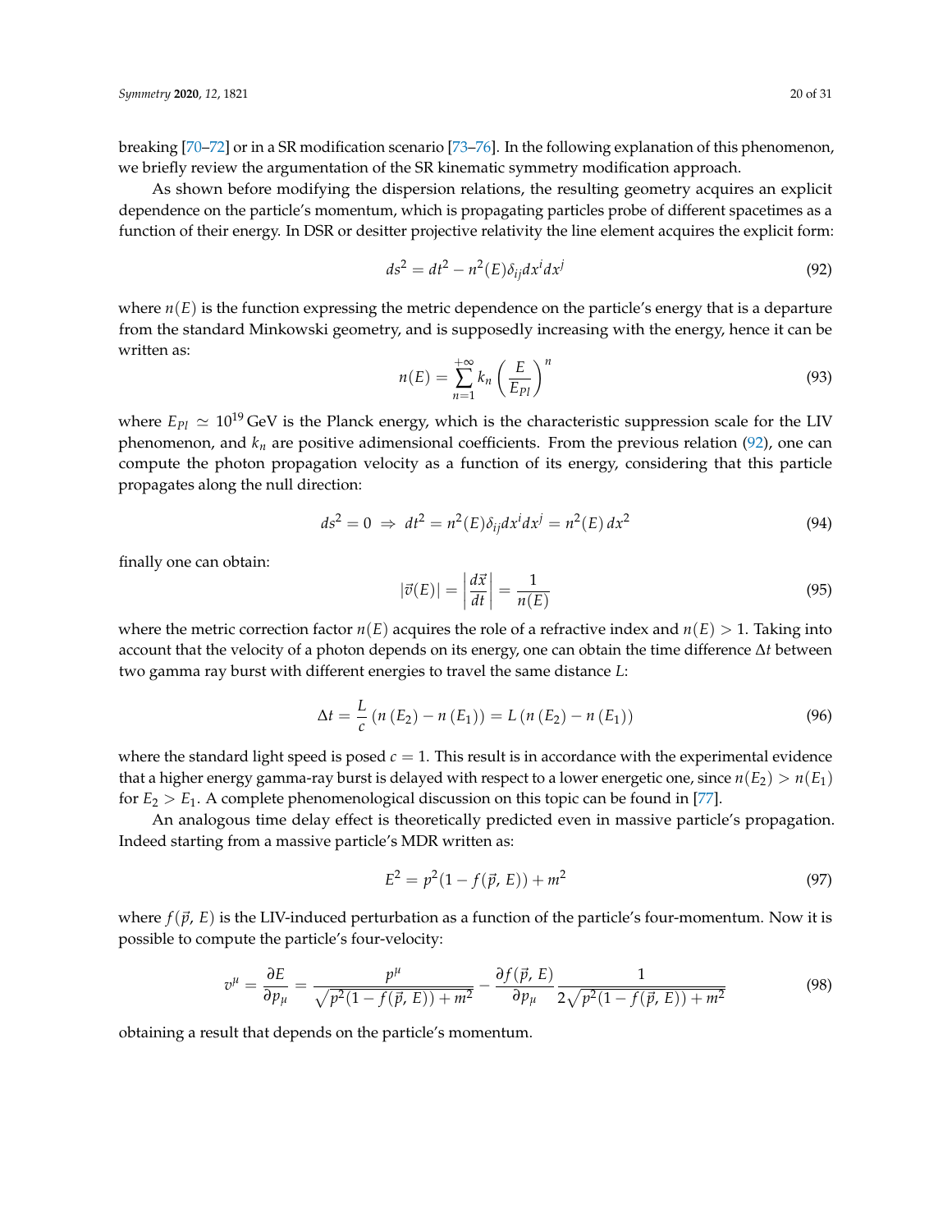breaking [70–72] or in a SR modification scenario [73–76]. In the following explanation of this phenomenon, we briefly review the argumentation of the SR kinematic symmetry modification approach.

As shown before modifying the dispersion relations, the resulting geometry acquires an explicit dependence on the particle's momentum, which is propagating particles probe of different spacetimes as a function of their energy. In DSR or desitter projective relativity the line element acquires the explicit form:

$$ds^2 = dt^2 - n^2(E)\delta_{ij}dx^i dx^j \tag{92}$$

where $n(E)$ is the function expressing the metric dependence on the particle's energy that is a departure from the standard Minkowski geometry, and is supposedly increasing with the energy, hence it can be written as:

$$n(E) = \sum_{n=1}^{+\infty} k_n \left(\frac{E}{E_{Pl}}\right)^n \tag{93}$$

where $E_{Pl} \simeq 10^{19}\,\text{GeV}$ is the Planck energy, which is the characteristic suppression scale for the LIV phenomenon, and $k_n$ are positive adimensional coefficients. From the previous relation (92), one can compute the photon propagation velocity as a function of its energy, considering that this particle propagates along the null direction:

$$ds^2 = 0 \;\Rightarrow\; dt^2 = n^2(E)\delta_{ij}dx^i dx^j = n^2(E)\,dx^2 \tag{94}$$

finally one can obtain:

$$|\vec{v}(E)| = \left|\frac{d\vec{x}}{dt}\right| = \frac{1}{n(E)} \tag{95}$$

where the metric correction factor $n(E)$ acquires the role of a refractive index and $n(E) > 1$. Taking into account that the velocity of a photon depends on its energy, one can obtain the time difference $\Delta t$ between two gamma ray burst with different energies to travel the same distance $L$:

$$\Delta t = \frac{L}{c}\left(n\left(E_2\right) - n\left(E_1\right)\right) = L\left(n\left(E_2\right) - n\left(E_1\right)\right) \tag{96}$$

where the standard light speed is posed $c = 1$. This result is in accordance with the experimental evidence that a higher energy gamma-ray burst is delayed with respect to a lower energetic one, since $n(E_2) > n(E_1)$ for $E_2 > E_1$. A complete phenomenological discussion on this topic can be found in [77].

An analogous time delay effect is theoretically predicted even in massive particle's propagation. Indeed starting from a massive particle's MDR written as:

$$E^2 = p^2(1 - f(\vec{p},\, E)) + m^2 \tag{97}$$

where $f(\vec{p},\, E)$ is the LIV-induced perturbation as a function of the particle's four-momentum. Now it is possible to compute the particle's four-velocity:

$$v^\mu = \frac{\partial E}{\partial p_\mu} = \frac{p^\mu}{\sqrt{p^2(1 - f(\vec{p},\, E)) + m^2}} - \frac{\partial f(\vec{p},\, E)}{\partial p_\mu}\frac{1}{2\sqrt{p^2(1 - f(\vec{p},\, E)) + m^2}} \tag{98}$$

obtaining a result that depends on the particle's momentum.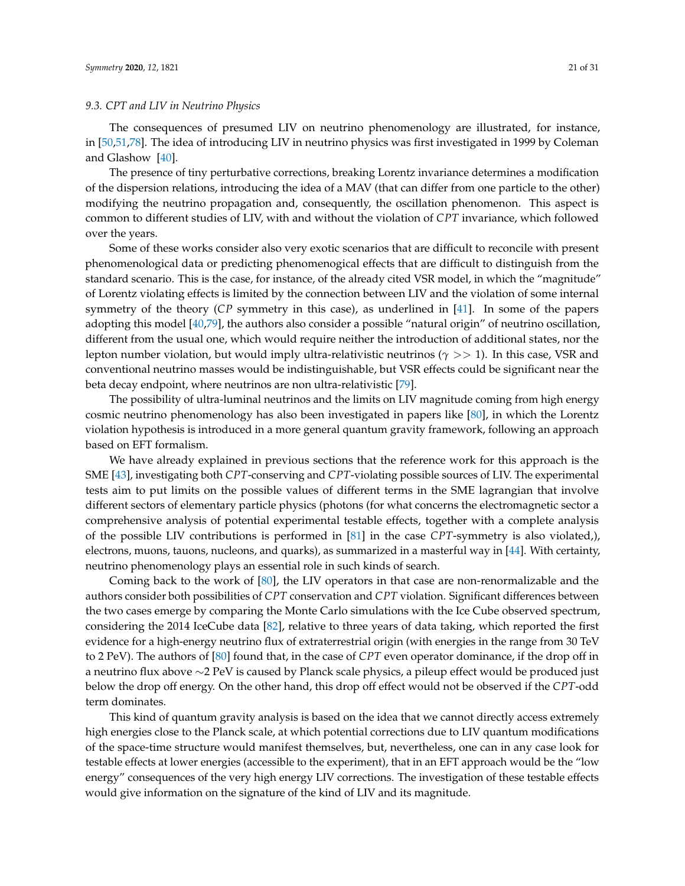### 9.3. CPT and LIV in Neutrino Physics

The consequences of presumed LIV on neutrino phenomenology are illustrated, for instance, in [50,51,78]. The idea of introducing LIV in neutrino physics was first investigated in 1999 by Coleman and Glashow [40].

The presence of tiny perturbative corrections, breaking Lorentz invariance determines a modification of the dispersion relations, introducing the idea of a MAV (that can differ from one particle to the other) modifying the neutrino propagation and, consequently, the oscillation phenomenon. This aspect is common to different studies of LIV, with and without the violation of $CPT$ invariance, which followed over the years.

Some of these works consider also very exotic scenarios that are difficult to reconcile with present phenomenological data or predicting phenomenogical effects that are difficult to distinguish from the standard scenario. This is the case, for instance, of the already cited VSR model, in which the "magnitude" of Lorentz violating effects is limited by the connection between LIV and the violation of some internal symmetry of the theory ($CP$ symmetry in this case), as underlined in [41]. In some of the papers adopting this model [40,79], the authors also consider a possible "natural origin" of neutrino oscillation, different from the usual one, which would require neither the introduction of additional states, nor the lepton number violation, but would imply ultra-relativistic neutrinos ($\gamma >> 1$). In this case, VSR and conventional neutrino masses would be indistinguishable, but VSR effects could be significant near the beta decay endpoint, where neutrinos are non ultra-relativistic [79].

The possibility of ultra-luminal neutrinos and the limits on LIV magnitude coming from high energy cosmic neutrino phenomenology has also been investigated in papers like [80], in which the Lorentz violation hypothesis is introduced in a more general quantum gravity framework, following an approach based on EFT formalism.

We have already explained in previous sections that the reference work for this approach is the SME [43], investigating both $CPT$-conserving and $CPT$-violating possible sources of LIV. The experimental tests aim to put limits on the possible values of different terms in the SME lagrangian that involve different sectors of elementary particle physics (photons (for what concerns the electromagnetic sector a comprehensive analysis of potential experimental testable effects, together with a complete analysis of the possible LIV contributions is performed in [81] in the case $CPT$-symmetry is also violated,), electrons, muons, tauons, nucleons, and quarks), as summarized in a masterful way in [44]. With certainty, neutrino phenomenology plays an essential role in such kinds of search.

Coming back to the work of [80], the LIV operators in that case are non-renormalizable and the authors consider both possibilities of $CPT$ conservation and $CPT$ violation. Significant differences between the two cases emerge by comparing the Monte Carlo simulations with the Ice Cube observed spectrum, considering the 2014 IceCube data [82], relative to three years of data taking, which reported the first evidence for a high-energy neutrino flux of extraterrestrial origin (with energies in the range from 30 TeV to 2 PeV). The authors of [80] found that, in the case of $CPT$ even operator dominance, if the drop off in a neutrino flux above $\sim$2 PeV is caused by Planck scale physics, a pileup effect would be produced just below the drop off energy. On the other hand, this drop off effect would not be observed if the $CPT$-odd term dominates.

This kind of quantum gravity analysis is based on the idea that we cannot directly access extremely high energies close to the Planck scale, at which potential corrections due to LIV quantum modifications of the space-time structure would manifest themselves, but, nevertheless, one can in any case look for testable effects at lower energies (accessible to the experiment), that in an EFT approach would be the "low energy" consequences of the very high energy LIV corrections. The investigation of these testable effects would give information on the signature of the kind of LIV and its magnitude.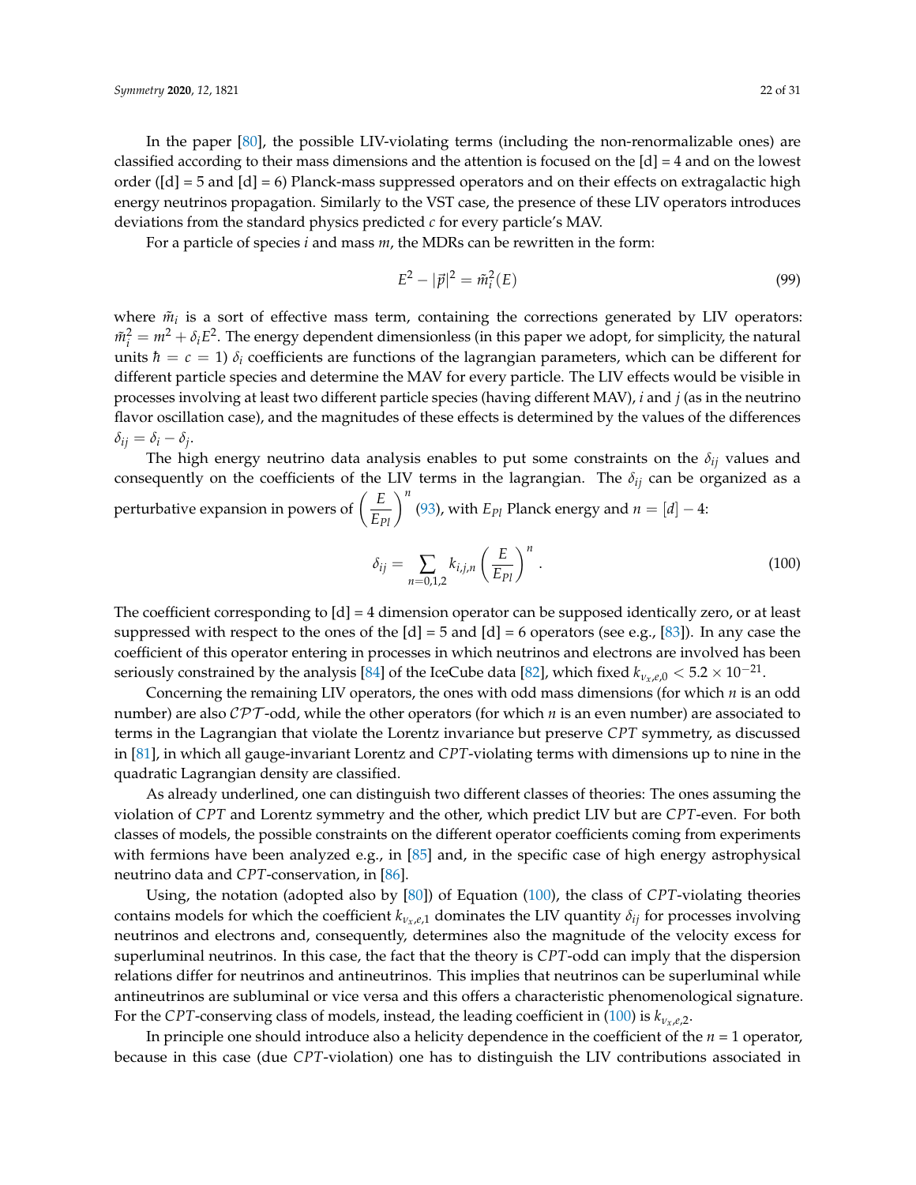In the paper [80], the possible LIV-violating terms (including the non-renormalizable ones) are classified according to their mass dimensions and the attention is focused on the [d] = 4 and on the lowest order ([d] = 5 and [d] = 6) Planck-mass suppressed operators and on their effects on extragalactic high energy neutrinos propagation. Similarly to the VST case, the presence of these LIV operators introduces deviations from the standard physics predicted $c$ for every particle's MAV.

For a particle of species $i$ and mass $m$, the MDRs can be rewritten in the form:

$$E^2 - |\vec{p}|^2 = \tilde{m}_i^2(E) \tag{99}$$

where $\tilde{m}_i$ is a sort of effective mass term, containing the corrections generated by LIV operators: $\tilde{m}_i^2 = m^2 + \delta_i E^2$. The energy dependent dimensionless (in this paper we adopt, for simplicity, the natural units $\hbar = c = 1$) $\delta_i$ coefficients are functions of the lagrangian parameters, which can be different for different particle species and determine the MAV for every particle. The LIV effects would be visible in processes involving at least two different particle species (having different MAV), $i$ and $j$ (as in the neutrino flavor oscillation case), and the magnitudes of these effects is determined by the values of the differences $\delta_{ij} = \delta_i - \delta_j$.

The high energy neutrino data analysis enables to put some constraints on the $\delta_{ij}$ values and consequently on the coefficients of the LIV terms in the lagrangian. The $\delta_{ij}$ can be organized as a perturbative expansion in powers of $\left(\frac{E}{E_{Pl}}\right)^n$ (93), with $E_{Pl}$ Planck energy and $n = [d] - 4$:

$$\delta_{ij} = \sum_{n=0,1,2} k_{i,j,n} \left(\frac{E}{E_{Pl}}\right)^n . \tag{100}$$

The coefficient corresponding to [d] = 4 dimension operator can be supposed identically zero, or at least suppressed with respect to the ones of the [d] = 5 and [d] = 6 operators (see e.g., [83]). In any case the coefficient of this operator entering in processes in which neutrinos and electrons are involved has been seriously constrained by the analysis [84] of the IceCube data [82], which fixed $k_{\nu_x,e,0} < 5.2 \times 10^{-21}$.

Concerning the remaining LIV operators, the ones with odd mass dimensions (for which $n$ is an odd number) are also $\mathcal{CPT}$-odd, while the other operators (for which $n$ is an even number) are associated to terms in the Lagrangian that violate the Lorentz invariance but preserve $CPT$ symmetry, as discussed in [81], in which all gauge-invariant Lorentz and $CPT$-violating terms with dimensions up to nine in the quadratic Lagrangian density are classified.

As already underlined, one can distinguish two different classes of theories: The ones assuming the violation of $CPT$ and Lorentz symmetry and the other, which predict LIV but are $CPT$-even. For both classes of models, the possible constraints on the different operator coefficients coming from experiments with fermions have been analyzed e.g., in [85] and, in the specific case of high energy astrophysical neutrino data and $CPT$-conservation, in [86].

Using, the notation (adopted also by [80]) of Equation (100), the class of $CPT$-violating theories contains models for which the coefficient $k_{\nu_x,e,1}$ dominates the LIV quantity $\delta_{ij}$ for processes involving neutrinos and electrons and, consequently, determines also the magnitude of the velocity excess for superluminal neutrinos. In this case, the fact that the theory is $CPT$-odd can imply that the dispersion relations differ for neutrinos and antineutrinos. This implies that neutrinos can be superluminal while antineutrinos are subluminal or vice versa and this offers a characteristic phenomenological signature. For the $CPT$-conserving class of models, instead, the leading coefficient in (100) is $k_{\nu_x,e,2}$.

In principle one should introduce also a helicity dependence in the coefficient of the $n$ = 1 operator, because in this case (due $CPT$-violation) one has to distinguish the LIV contributions associated in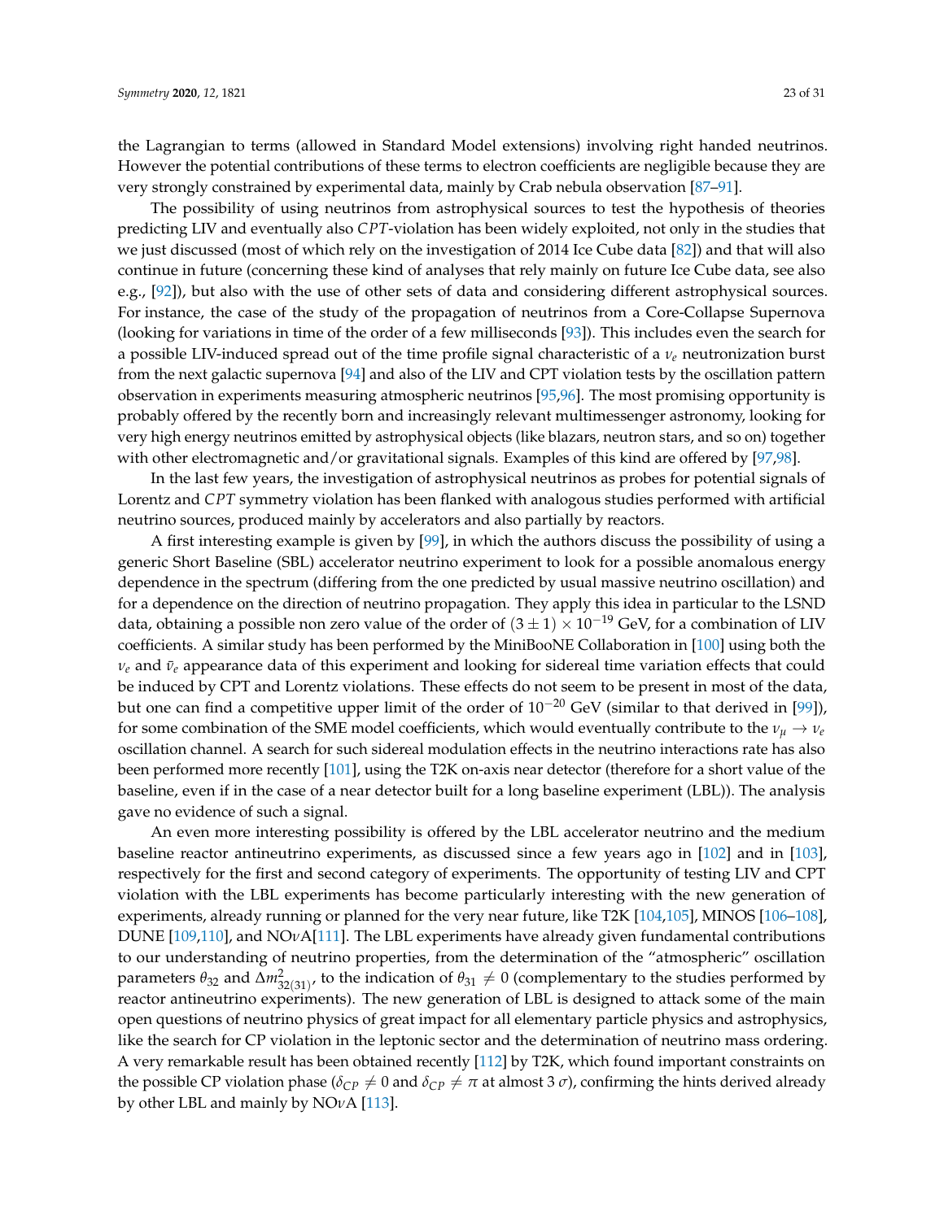the Lagrangian to terms (allowed in Standard Model extensions) involving right handed neutrinos. However the potential contributions of these terms to electron coefficients are negligible because they are very strongly constrained by experimental data, mainly by Crab nebula observation [87–91].

The possibility of using neutrinos from astrophysical sources to test the hypothesis of theories predicting LIV and eventually also *CPT*-violation has been widely exploited, not only in the studies that we just discussed (most of which rely on the investigation of 2014 Ice Cube data [82]) and that will also continue in future (concerning these kind of analyses that rely mainly on future Ice Cube data, see also e.g., [92]), but also with the use of other sets of data and considering different astrophysical sources. For instance, the case of the study of the propagation of neutrinos from a Core-Collapse Supernova (looking for variations in time of the order of a few milliseconds [93]). This includes even the search for a possible LIV-induced spread out of the time profile signal characteristic of a $\nu_e$ neutronization burst from the next galactic supernova [94] and also of the LIV and CPT violation tests by the oscillation pattern observation in experiments measuring atmospheric neutrinos [95,96]. The most promising opportunity is probably offered by the recently born and increasingly relevant multimessenger astronomy, looking for very high energy neutrinos emitted by astrophysical objects (like blazars, neutron stars, and so on) together with other electromagnetic and/or gravitational signals. Examples of this kind are offered by [97,98].

In the last few years, the investigation of astrophysical neutrinos as probes for potential signals of Lorentz and *CPT* symmetry violation has been flanked with analogous studies performed with artificial neutrino sources, produced mainly by accelerators and also partially by reactors.

A first interesting example is given by [99], in which the authors discuss the possibility of using a generic Short Baseline (SBL) accelerator neutrino experiment to look for a possible anomalous energy dependence in the spectrum (differing from the one predicted by usual massive neutrino oscillation) and for a dependence on the direction of neutrino propagation. They apply this idea in particular to the LSND data, obtaining a possible non zero value of the order of $(3 \pm 1) \times 10^{-19}$ GeV, for a combination of LIV coefficients. A similar study has been performed by the MiniBooNE Collaboration in [100] using both the $\nu_e$ and $\bar{\nu}_e$ appearance data of this experiment and looking for sidereal time variation effects that could be induced by CPT and Lorentz violations. These effects do not seem to be present in most of the data, but one can find a competitive upper limit of the order of $10^{-20}$ GeV (similar to that derived in [99]), for some combination of the SME model coefficients, which would eventually contribute to the $\nu_\mu \to \nu_e$ oscillation channel. A search for such sidereal modulation effects in the neutrino interactions rate has also been performed more recently [101], using the T2K on-axis near detector (therefore for a short value of the baseline, even if in the case of a near detector built for a long baseline experiment (LBL)). The analysis gave no evidence of such a signal.

An even more interesting possibility is offered by the LBL accelerator neutrino and the medium baseline reactor antineutrino experiments, as discussed since a few years ago in [102] and in [103], respectively for the first and second category of experiments. The opportunity of testing LIV and CPT violation with the LBL experiments has become particularly interesting with the new generation of experiments, already running or planned for the very near future, like T2K [104,105], MINOS [106–108], DUNE [109,110], and NO$\nu$A[111]. The LBL experiments have already given fundamental contributions to our understanding of neutrino properties, from the determination of the "atmospheric" oscillation parameters $\theta_{32}$ and $\Delta m^2_{32(31)}$, to the indication of $\theta_{31} \neq 0$ (complementary to the studies performed by reactor antineutrino experiments). The new generation of LBL is designed to attack some of the main open questions of neutrino physics of great impact for all elementary particle physics and astrophysics, like the search for CP violation in the leptonic sector and the determination of neutrino mass ordering. A very remarkable result has been obtained recently [112] by T2K, which found important constraints on the possible CP violation phase ($\delta_{CP} \neq 0$ and $\delta_{CP} \neq \pi$ at almost 3 $\sigma$), confirming the hints derived already by other LBL and mainly by NO$\nu$A [113].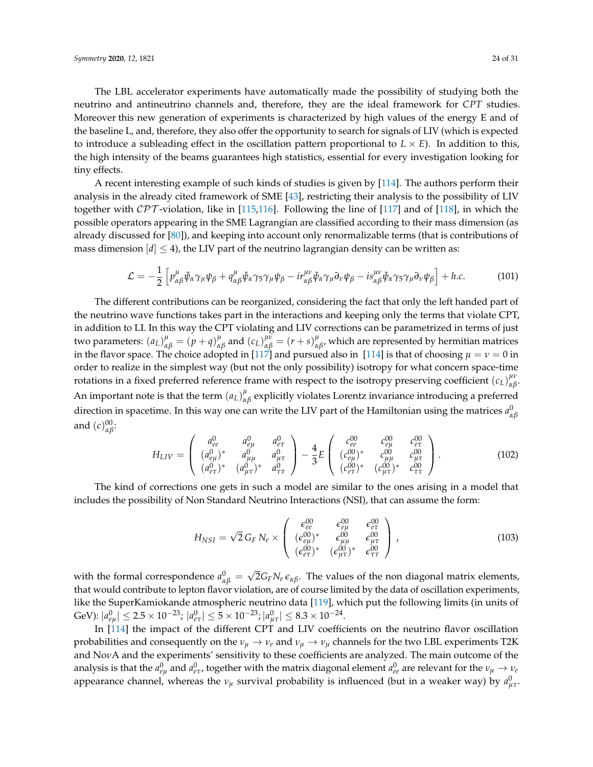The LBL accelerator experiments have automatically made the possibility of studying both the neutrino and antineutrino channels and, therefore, they are the ideal framework for *CPT* studies. Moreover this new generation of experiments is characterized by high values of the energy E and of the baseline L, and, therefore, they also offer the opportunity to search for signals of LIV (which is expected to introduce a subleading effect in the oscillation pattern proportional to $L \times E$). In addition to this, the high intensity of the beams guarantees high statistics, essential for every investigation looking for tiny effects.

A recent interesting example of such kinds of studies is given by [114]. The authors perform their analysis in the already cited framework of SME [43], restricting their analysis to the possibility of LIV together with $\mathcal{CPT}$-violation, like in [115,116]. Following the line of [117] and of [118], in which the possible operators appearing in the SME Lagrangian are classified according to their mass dimension (as already discussed for [80]), and keeping into account only renormalizable terms (that is contributions of mass dimension $[d] \leq 4$), the LIV part of the neutrino lagrangian density can be written as:

$$\mathcal{L} = -\frac{1}{2}\left[p^{\mu}_{\alpha\beta}\bar{\psi}_{\alpha}\gamma_{\mu}\psi_{\beta} + q^{\mu}_{\alpha\beta}\bar{\psi}_{\alpha}\gamma_{5}\gamma_{\mu}\psi_{\beta} - ir^{\mu\nu}_{\alpha\beta}\bar{\psi}_{\alpha}\gamma_{\mu}\partial_{\nu}\psi_{\beta} - is^{\mu\nu}_{\alpha\beta}\bar{\psi}_{\alpha}\gamma_{5}\gamma_{\mu}\partial_{\nu}\psi_{\beta}\right] + h.c. \tag{101}$$

The different contributions can be reorganized, considering the fact that only the left handed part of the neutrino wave functions takes part in the interactions and keeping only the terms that violate CPT, in addition to LI. In this way the CPT violating and LIV corrections can be parametrized in terms of just two parameters: $(a_L)^{\mu}_{\alpha\beta} = (p+q)^{\mu}_{\alpha\beta}$ and $(c_L)^{\mu\nu}_{\alpha\beta} = (r+s)^{\mu}_{\alpha\beta}$, which are represented by hermitian matrices in the flavor space. The choice adopted in [117] and pursued also in [114] is that of choosing $\mu = \nu = 0$ in order to realize in the simplest way (but not the only possibility) isotropy for what concern space-time rotations in a fixed preferred reference frame with respect to the isotropy preserving coefficient $(c_L)^{\mu\nu}_{\alpha\beta}$. An important note is that the term $(a_L)^{\mu}_{\alpha\beta}$ explicitly violates Lorentz invariance introducing a preferred direction in spacetime. In this way one can write the LIV part of the Hamiltonian using the matrices $a^{0}_{\alpha\beta}$ and $(c)^{00}_{\alpha\beta}$:

$$H_{LIV} = \begin{pmatrix} a^{0}_{ee} & a^{0}_{e\mu} & a^{0}_{e\tau} \\ (a^{0}_{e\mu})^{*} & a^{0}_{\mu\mu} & a^{0}_{\mu\tau} \\ (a^{0}_{e\tau})^{*} & (a^{0}_{\mu\tau})^{*} & a^{0}_{\tau\tau} \end{pmatrix} - \frac{4}{3}E\begin{pmatrix} c^{00}_{ee} & c^{00}_{e\mu} & c^{00}_{e\tau} \\ (c^{00}_{e\mu})^{*} & c^{00}_{\mu\mu} & c^{00}_{\mu\tau} \\ (c^{00}_{e\tau})^{*} & (c^{00}_{\mu\tau})^{*} & c^{00}_{\tau\tau} \end{pmatrix}. \tag{102}$$

The kind of corrections one gets in such a model are similar to the ones arising in a model that includes the possibility of Non Standard Neutrino Interactions (NSI), that can assume the form:

$$H_{NSI} = \sqrt{2}\,G_F\,N_e \times \begin{pmatrix} \epsilon^{00}_{ee} & \epsilon^{00}_{e\mu} & \epsilon^{00}_{e\tau} \\ (\epsilon^{00}_{e\mu})^{*} & \epsilon^{00}_{\mu\mu} & \epsilon^{00}_{\mu\tau} \\ (\epsilon^{00}_{e\tau})^{*} & (\epsilon^{00}_{\mu\tau})^{*} & \epsilon^{00}_{\tau\tau} \end{pmatrix}, \tag{103}$$

with the formal correspondence $a^{0}_{\alpha\beta} = \sqrt{2}G_F N_e\,\epsilon_{\alpha\beta}$. The values of the non diagonal matrix elements, that would contribute to lepton flavor violation, are of course limited by the data of oscillation experiments, like the SuperKamiokande atmospheric neutrino data [119], which put the following limits (in units of GeV): $|a^{0}_{e\mu}| \leq 2.5 \times 10^{-23}$; $|a^{0}_{e\tau}| \leq 5 \times 10^{-23}$; $|a^{0}_{\mu\tau}| \leq 8.3 \times 10^{-24}$.

In [114] the impact of the different CPT and LIV coefficients on the neutrino flavor oscillation probabilities and consequently on the $\nu_\mu \to \nu_e$ and $\nu_\mu \to \nu_\mu$ channels for the two LBL experiments T2K and NO$\nu$A and the experiments' sensitivity to these coefficients are analyzed. The main outcome of the analysis is that the $a^{0}_{e\mu}$ and $a^{0}_{e\tau}$, together with the matrix diagonal element $a^{0}_{ee}$ are relevant for the $\nu_\mu \to \nu_e$ appearance channel, whereas the $\nu_\mu$ survival probability is influenced (but in a weaker way) by $a^{0}_{\mu\tau}$.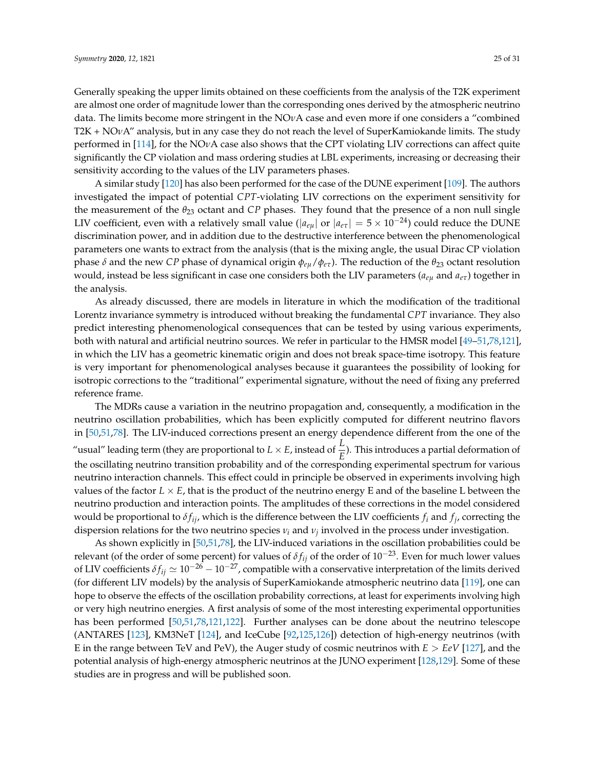Generally speaking the upper limits obtained on these coefficients from the analysis of the T2K experiment are almost one order of magnitude lower than the corresponding ones derived by the atmospheric neutrino data. The limits become more stringent in the NO$\nu$A case and even more if one considers a "combined T2K + NO$\nu$A" analysis, but in any case they do not reach the level of SuperKamiokande limits. The study performed in [114], for the NO$\nu$A case also shows that the CPT violating LIV corrections can affect quite significantly the CP violation and mass ordering studies at LBL experiments, increasing or decreasing their sensitivity according to the values of the LIV parameters phases.

A similar study [120] has also been performed for the case of the DUNE experiment [109]. The authors investigated the impact of potential $CPT$-violating LIV corrections on the experiment sensitivity for the measurement of the $\theta_{23}$ octant and $CP$ phases. They found that the presence of a non null single LIV coefficient, even with a relatively small value ($|a_{e\mu}|$ or $|a_{e\tau}| = 5 \times 10^{-24}$) could reduce the DUNE discrimination power, and in addition due to the destructive interference between the phenomenological parameters one wants to extract from the analysis (that is the mixing angle, the usual Dirac CP violation phase $\delta$ and the new $CP$ phase of dynamical origin $\phi_{e\mu}/\phi_{e\tau}$). The reduction of the $\theta_{23}$ octant resolution would, instead be less significant in case one considers both the LIV parameters ($a_{e\mu}$ and $a_{e\tau}$) together in the analysis.

As already discussed, there are models in literature in which the modification of the traditional Lorentz invariance symmetry is introduced without breaking the fundamental $CPT$ invariance. They also predict interesting phenomenological consequences that can be tested by using various experiments, both with natural and artificial neutrino sources. We refer in particular to the HMSR model [49–51,78,121], in which the LIV has a geometric kinematic origin and does not break space-time isotropy. This feature is very important for phenomenological analyses because it guarantees the possibility of looking for isotropic corrections to the "traditional" experimental signature, without the need of fixing any preferred reference frame.

The MDRs cause a variation in the neutrino propagation and, consequently, a modification in the neutrino oscillation probabilities, which has been explicitly computed for different neutrino flavors in [50,51,78]. The LIV-induced corrections present an energy dependence different from the one of the "usual" leading term (they are proportional to $L \times E$, instead of $\frac{L}{E}$). This introduces a partial deformation of the oscillating neutrino transition probability and of the corresponding experimental spectrum for various neutrino interaction channels. This effect could in principle be observed in experiments involving high values of the factor $L \times E$, that is the product of the neutrino energy E and of the baseline L between the neutrino production and interaction points. The amplitudes of these corrections in the model considered would be proportional to $\delta f_{ij}$, which is the difference between the LIV coefficients $f_i$ and $f_j$, correcting the dispersion relations for the two neutrino species $\nu_i$ and $\nu_j$ involved in the process under investigation.

As shown explicitly in [50,51,78], the LIV-induced variations in the oscillation probabilities could be relevant (of the order of some percent) for values of $\delta f_{ij}$ of the order of $10^{-23}$. Even for much lower values of LIV coefficients $\delta f_{ij} \simeq 10^{-26} - 10^{-27}$, compatible with a conservative interpretation of the limits derived (for different LIV models) by the analysis of SuperKamiokande atmospheric neutrino data [119], one can hope to observe the effects of the oscillation probability corrections, at least for experiments involving high or very high neutrino energies. A first analysis of some of the most interesting experimental opportunities has been performed [50,51,78,121,122]. Further analyses can be done about the neutrino telescope (ANTARES [123], KM3NeT [124], and IceCube [92,125,126]) detection of high-energy neutrinos (with E in the range between TeV and PeV), the Auger study of cosmic neutrinos with $E > EeV$ [127], and the potential analysis of high-energy atmospheric neutrinos at the JUNO experiment [128,129]. Some of these studies are in progress and will be published soon.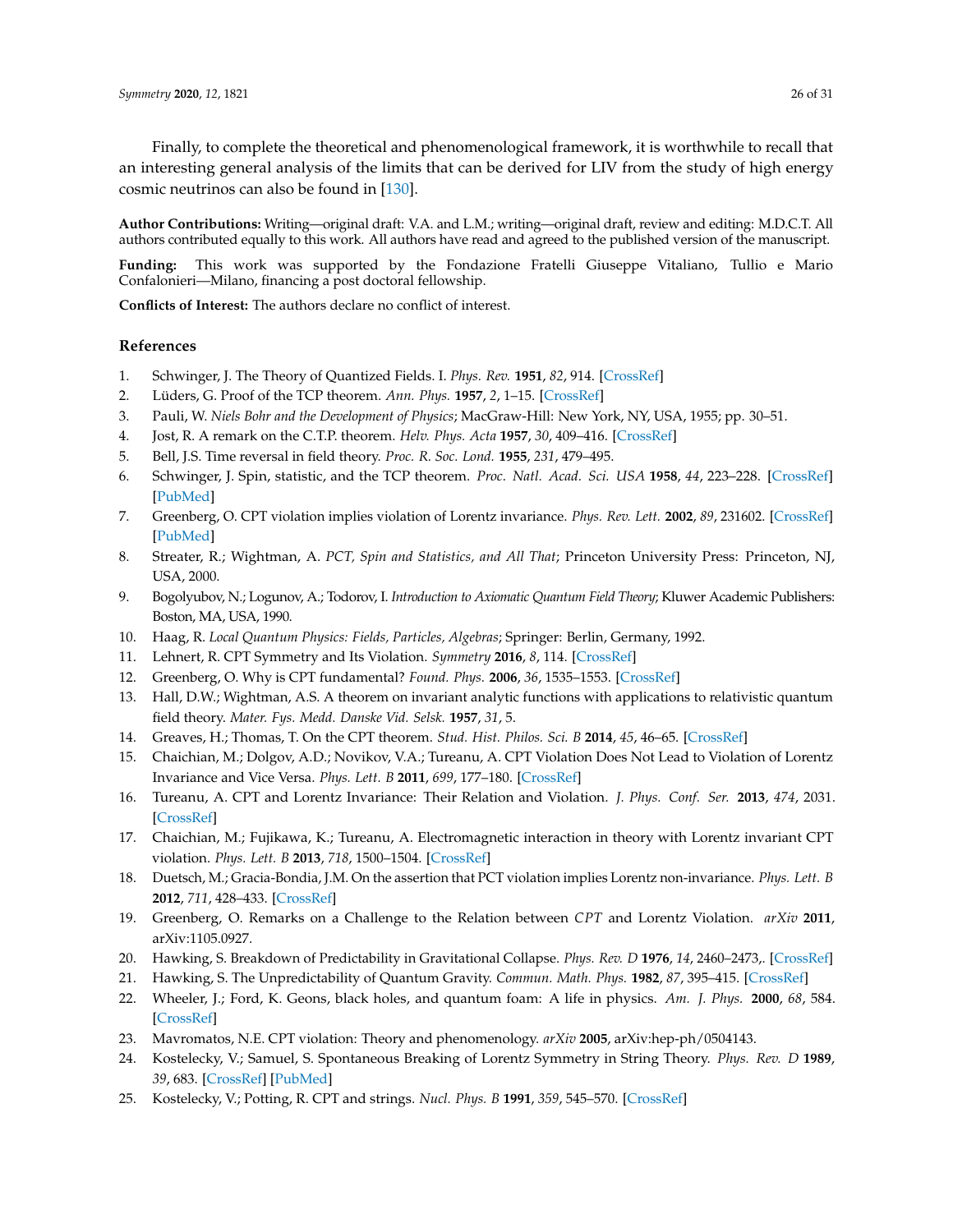Finally, to complete the theoretical and phenomenological framework, it is worthwhile to recall that an interesting general analysis of the limits that can be derived for LIV from the study of high energy cosmic neutrinos can also be found in [130].

**Author Contributions:** Writing—original draft: V.A. and L.M.; writing—original draft, review and editing: M.D.C.T. All authors contributed equally to this work. All authors have read and agreed to the published version of the manuscript.

**Funding:** This work was supported by the Fondazione Fratelli Giuseppe Vitaliano, Tullio e Mario Confalonieri—Milano, financing a post doctoral fellowship.

**Conflicts of Interest:** The authors declare no conflict of interest.

## References

1. Schwinger, J. The Theory of Quantized Fields. I. *Phys. Rev.* **1951**, *82*, 914. [CrossRef]
2. Lüders, G. Proof of the TCP theorem. *Ann. Phys.* **1957**, *2*, 1–15. [CrossRef]
3. Pauli, W. *Niels Bohr and the Development of Physics*; MacGraw-Hill: New York, NY, USA, 1955; pp. 30–51.
4. Jost, R. A remark on the C.T.P. theorem. *Helv. Phys. Acta* **1957**, *30*, 409–416. [CrossRef]
5. Bell, J.S. Time reversal in field theory. *Proc. R. Soc. Lond.* **1955**, *231*, 479–495.
6. Schwinger, J. Spin, statistic, and the TCP theorem. *Proc. Natl. Acad. Sci. USA* **1958**, *44*, 223–228. [CrossRef] [PubMed]
7. Greenberg, O. CPT violation implies violation of Lorentz invariance. *Phys. Rev. Lett.* **2002**, *89*, 231602. [CrossRef] [PubMed]
8. Streater, R.; Wightman, A. *PCT, Spin and Statistics, and All That*; Princeton University Press: Princeton, NJ, USA, 2000.
9. Bogolyubov, N.; Logunov, A.; Todorov, I. *Introduction to Axiomatic Quantum Field Theory*; Kluwer Academic Publishers: Boston, MA, USA, 1990.
10. Haag, R. *Local Quantum Physics: Fields, Particles, Algebras*; Springer: Berlin, Germany, 1992.
11. Lehnert, R. CPT Symmetry and Its Violation. *Symmetry* **2016**, *8*, 114. [CrossRef]
12. Greenberg, O. Why is CPT fundamental? *Found. Phys.* **2006**, *36*, 1535–1553. [CrossRef]
13. Hall, D.W.; Wightman, A.S. A theorem on invariant analytic functions with applications to relativistic quantum field theory. *Mater. Fys. Medd. Danske Vid. Selsk.* **1957**, *31*, 5.
14. Greaves, H.; Thomas, T. On the CPT theorem. *Stud. Hist. Philos. Sci. B* **2014**, *45*, 46–65. [CrossRef]
15. Chaichian, M.; Dolgov, A.D.; Novikov, V.A.; Tureanu, A. CPT Violation Does Not Lead to Violation of Lorentz Invariance and Vice Versa. *Phys. Lett. B* **2011**, *699*, 177–180. [CrossRef]
16. Tureanu, A. CPT and Lorentz Invariance: Their Relation and Violation. *J. Phys. Conf. Ser.* **2013**, *474*, 2031. [CrossRef]
17. Chaichian, M.; Fujikawa, K.; Tureanu, A. Electromagnetic interaction in theory with Lorentz invariant CPT violation. *Phys. Lett. B* **2013**, *718*, 1500–1504. [CrossRef]
18. Duetsch, M.; Gracia-Bondia, J.M. On the assertion that PCT violation implies Lorentz non-invariance. *Phys. Lett. B* **2012**, *711*, 428–433. [CrossRef]
19. Greenberg, O. Remarks on a Challenge to the Relation between *CPT* and Lorentz Violation. *arXiv* **2011**, arXiv:1105.0927.
20. Hawking, S. Breakdown of Predictability in Gravitational Collapse. *Phys. Rev. D* **1976**, *14*, 2460–2473,. [CrossRef]
21. Hawking, S. The Unpredictability of Quantum Gravity. *Commun. Math. Phys.* **1982**, *87*, 395–415. [CrossRef]
22. Wheeler, J.; Ford, K. Geons, black holes, and quantum foam: A life in physics. *Am. J. Phys.* **2000**, *68*, 584. [CrossRef]
23. Mavromatos, N.E. CPT violation: Theory and phenomenology. *arXiv* **2005**, arXiv:hep-ph/0504143.
24. Kostelecky, V.; Samuel, S. Spontaneous Breaking of Lorentz Symmetry in String Theory. *Phys. Rev. D* **1989**, *39*, 683. [CrossRef] [PubMed]
25. Kostelecky, V.; Potting, R. CPT and strings. *Nucl. Phys. B* **1991**, *359*, 545–570. [CrossRef]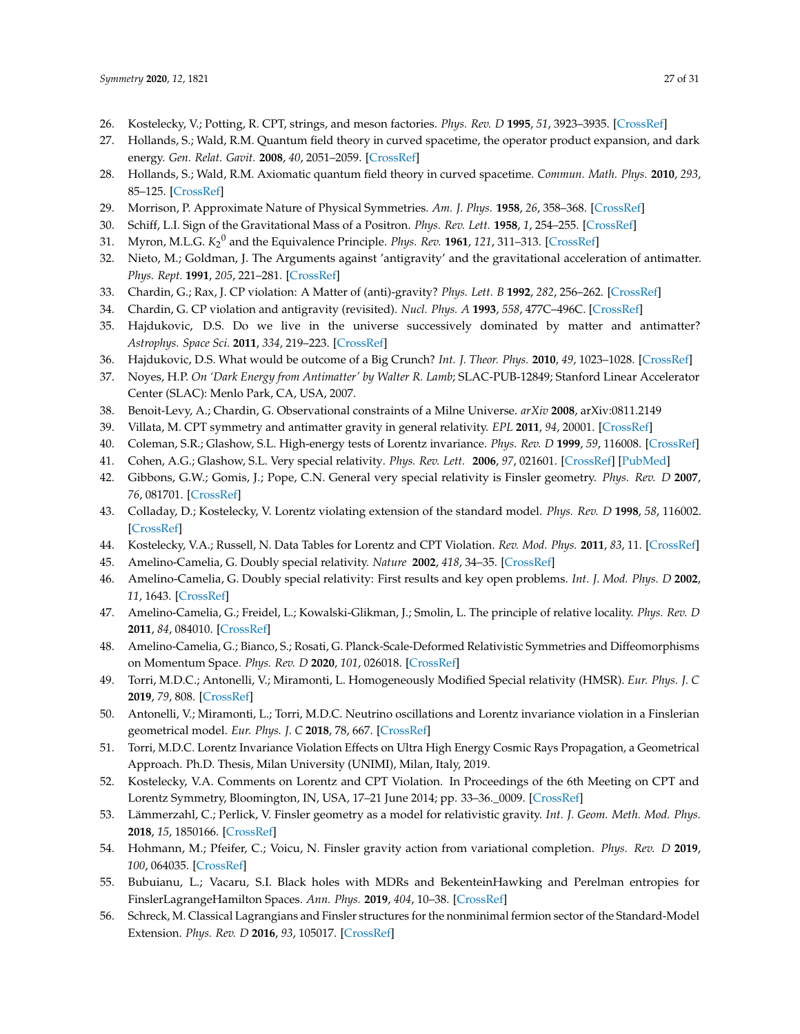26. Kostelecky, V.; Potting, R. CPT, strings, and meson factories. *Phys. Rev. D* **1995**, *51*, 3923–3935. [CrossRef]
27. Hollands, S.; Wald, R.M. Quantum field theory in curved spacetime, the operator product expansion, and dark energy. *Gen. Relat. Gavit.* **2008**, *40*, 2051–2059. [CrossRef]
28. Hollands, S.; Wald, R.M. Axiomatic quantum field theory in curved spacetime. *Commun. Math. Phys.* **2010**, *293*, 85–125. [CrossRef]
29. Morrison, P. Approximate Nature of Physical Symmetries. *Am. J. Phys.* **1958**, *26*, 358–368. [CrossRef]
30. Schiff, L.I. Sign of the Gravitational Mass of a Positron. *Phys. Rev. Lett.* **1958**, *1*, 254–255. [CrossRef]
31. Myron, M.L.G. $K_2{}^0$ and the Equivalence Principle. *Phys. Rev.* **1961**, *121*, 311–313. [CrossRef]
32. Nieto, M.; Goldman, J. The Arguments against 'antigravity' and the gravitational acceleration of antimatter. *Phys. Rept.* **1991**, *205*, 221–281. [CrossRef]
33. Chardin, G.; Rax, J. CP violation: A Matter of (anti)-gravity? *Phys. Lett. B* **1992**, *282*, 256–262. [CrossRef]
34. Chardin, G. CP violation and antigravity (revisited). *Nucl. Phys. A* **1993**, *558*, 477C–496C. [CrossRef]
35. Hajdukovic, D.S. Do we live in the universe successively dominated by matter and antimatter? *Astrophys. Space Sci.* **2011**, *334*, 219–223. [CrossRef]
36. Hajdukovic, D.S. What would be outcome of a Big Crunch? *Int. J. Theor. Phys.* **2010**, *49*, 1023–1028. [CrossRef]
37. Noyes, H.P. *On 'Dark Energy from Antimatter' by Walter R. Lamb*; SLAC-PUB-12849; Stanford Linear Accelerator Center (SLAC): Menlo Park, CA, USA, 2007.
38. Benoit-Levy, A.; Chardin, G. Observational constraints of a Milne Universe. *arXiv* **2008**, arXiv:0811.2149
39. Villata, M. CPT symmetry and antimatter gravity in general relativity. *EPL* **2011**, *94*, 20001. [CrossRef]
40. Coleman, S.R.; Glashow, S.L. High-energy tests of Lorentz invariance. *Phys. Rev. D* **1999**, *59*, 116008. [CrossRef]
41. Cohen, A.G.; Glashow, S.L. Very special relativity. *Phys. Rev. Lett.* **2006**, *97*, 021601. [CrossRef] [PubMed]
42. Gibbons, G.W.; Gomis, J.; Pope, C.N. General very special relativity is Finsler geometry. *Phys. Rev. D* **2007**, *76*, 081701. [CrossRef]
43. Colladay, D.; Kostelecky, V. Lorentz violating extension of the standard model. *Phys. Rev. D* **1998**, *58*, 116002. [CrossRef]
44. Kostelecky, V.A.; Russell, N. Data Tables for Lorentz and CPT Violation. *Rev. Mod. Phys.* **2011**, *83*, 11. [CrossRef]
45. Amelino-Camelia, G. Doubly special relativity. *Nature* **2002**, *418*, 34–35. [CrossRef]
46. Amelino-Camelia, G. Doubly special relativity: First results and key open problems. *Int. J. Mod. Phys. D* **2002**, *11*, 1643. [CrossRef]
47. Amelino-Camelia, G.; Freidel, L.; Kowalski-Glikman, J.; Smolin, L. The principle of relative locality. *Phys. Rev. D* **2011**, *84*, 084010. [CrossRef]
48. Amelino-Camelia, G.; Bianco, S.; Rosati, G. Planck-Scale-Deformed Relativistic Symmetries and Diffeomorphisms on Momentum Space. *Phys. Rev. D* **2020**, *101*, 026018. [CrossRef]
49. Torri, M.D.C.; Antonelli, V.; Miramonti, L. Homogeneously Modified Special relativity (HMSR). *Eur. Phys. J. C* **2019**, *79*, 808. [CrossRef]
50. Antonelli, V.; Miramonti, L.; Torri, M.D.C. Neutrino oscillations and Lorentz invariance violation in a Finslerian geometrical model. *Eur. Phys. J. C* **2018**, 78, 667. [CrossRef]
51. Torri, M.D.C. Lorentz Invariance Violation Effects on Ultra High Energy Cosmic Rays Propagation, a Geometrical Approach. Ph.D. Thesis, Milan University (UNIMI), Milan, Italy, 2019.
52. Kostelecky, V.A. Comments on Lorentz and CPT Violation. In Proceedings of the 6th Meeting on CPT and Lorentz Symmetry, Bloomington, IN, USA, 17–21 June 2014; pp. 33–36._0009. [CrossRef]
53. Lämmerzahl, C.; Perlick, V. Finsler geometry as a model for relativistic gravity. *Int. J. Geom. Meth. Mod. Phys.* **2018**, *15*, 1850166. [CrossRef]
54. Hohmann, M.; Pfeifer, C.; Voicu, N. Finsler gravity action from variational completion. *Phys. Rev. D* **2019**, *100*, 064035. [CrossRef]
55. Bubuianu, L.; Vacaru, S.I. Black holes with MDRs and BekenteinHawking and Perelman entropies for FinslerLagrangeHamilton Spaces. *Ann. Phys.* **2019**, *404*, 10–38. [CrossRef]
56. Schreck, M. Classical Lagrangians and Finsler structures for the nonminimal fermion sector of the Standard-Model Extension. *Phys. Rev. D* **2016**, *93*, 105017. [CrossRef]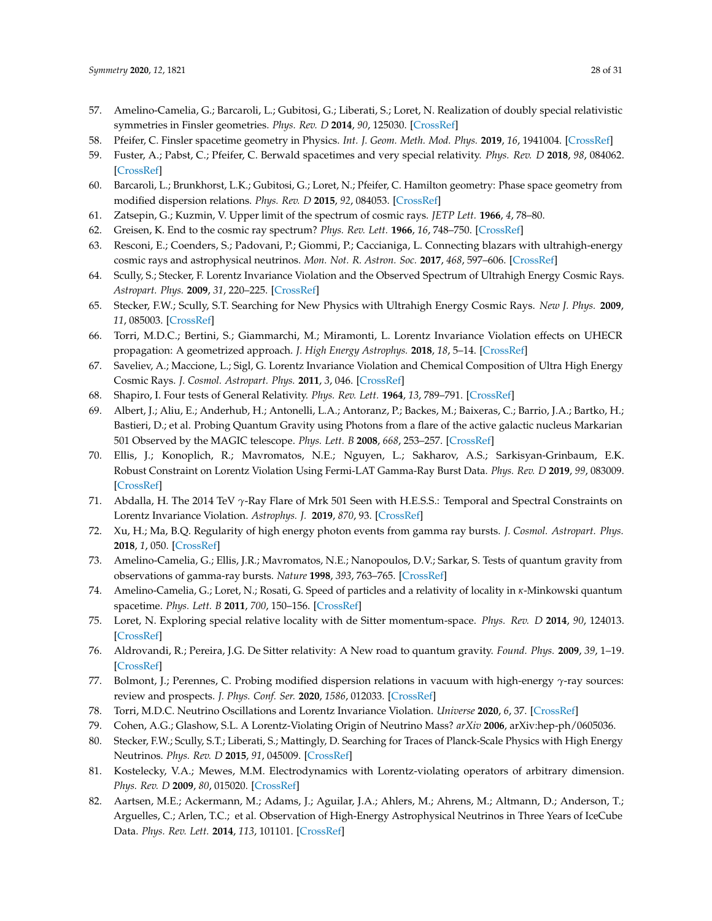57. Amelino-Camelia, G.; Barcaroli, L.; Gubitosi, G.; Liberati, S.; Loret, N. Realization of doubly special relativistic symmetries in Finsler geometries. *Phys. Rev. D* **2014**, *90*, 125030. [CrossRef]
58. Pfeifer, C. Finsler spacetime geometry in Physics. *Int. J. Geom. Meth. Mod. Phys.* **2019**, *16*, 1941004. [CrossRef]
59. Fuster, A.; Pabst, C.; Pfeifer, C. Berwald spacetimes and very special relativity. *Phys. Rev. D* **2018**, *98*, 084062. [CrossRef]
60. Barcaroli, L.; Brunkhorst, L.K.; Gubitosi, G.; Loret, N.; Pfeifer, C. Hamilton geometry: Phase space geometry from modified dispersion relations. *Phys. Rev. D* **2015**, *92*, 084053. [CrossRef]
61. Zatsepin, G.; Kuzmin, V. Upper limit of the spectrum of cosmic rays. *JETP Lett.* **1966**, *4*, 78–80.
62. Greisen, K. End to the cosmic ray spectrum? *Phys. Rev. Lett.* **1966**, *16*, 748–750. [CrossRef]
63. Resconi, E.; Coenders, S.; Padovani, P.; Giommi, P.; Caccianiga, L. Connecting blazars with ultrahigh-energy cosmic rays and astrophysical neutrinos. *Mon. Not. R. Astron. Soc.* **2017**, *468*, 597–606. [CrossRef]
64. Scully, S.; Stecker, F. Lorentz Invariance Violation and the Observed Spectrum of Ultrahigh Energy Cosmic Rays. *Astropart. Phys.* **2009**, *31*, 220–225. [CrossRef]
65. Stecker, F.W.; Scully, S.T. Searching for New Physics with Ultrahigh Energy Cosmic Rays. *New J. Phys.* **2009**, *11*, 085003. [CrossRef]
66. Torri, M.D.C.; Bertini, S.; Giammarchi, M.; Miramonti, L. Lorentz Invariance Violation effects on UHECR propagation: A geometrized approach. *J. High Energy Astrophys.* **2018**, *18*, 5–14. [CrossRef]
67. Saveliev, A.; Maccione, L.; Sigl, G. Lorentz Invariance Violation and Chemical Composition of Ultra High Energy Cosmic Rays. *J. Cosmol. Astropart. Phys.* **2011**, *3*, 046. [CrossRef]
68. Shapiro, I. Four tests of General Relativity. *Phys. Rev. Lett.* **1964**, *13*, 789–791. [CrossRef]
69. Albert, J.; Aliu, E.; Anderhub, H.; Antonelli, L.A.; Antoranz, P.; Backes, M.; Baixeras, C.; Barrio, J.A.; Bartko, H.; Bastieri, D.; et al. Probing Quantum Gravity using Photons from a flare of the active galactic nucleus Markarian 501 Observed by the MAGIC telescope. *Phys. Lett. B* **2008**, *668*, 253–257. [CrossRef]
70. Ellis, J.; Konoplich, R.; Mavromatos, N.E.; Nguyen, L.; Sakharov, A.S.; Sarkisyan-Grinbaum, E.K. Robust Constraint on Lorentz Violation Using Fermi-LAT Gamma-Ray Burst Data. *Phys. Rev. D* **2019**, *99*, 083009. [CrossRef]
71. Abdalla, H. The 2014 TeV $\gamma$-Ray Flare of Mrk 501 Seen with H.E.S.S.: Temporal and Spectral Constraints on Lorentz Invariance Violation. *Astrophys. J.* **2019**, *870*, 93. [CrossRef]
72. Xu, H.; Ma, B.Q. Regularity of high energy photon events from gamma ray bursts. *J. Cosmol. Astropart. Phys.* **2018**, *1*, 050. [CrossRef]
73. Amelino-Camelia, G.; Ellis, J.R.; Mavromatos, N.E.; Nanopoulos, D.V.; Sarkar, S. Tests of quantum gravity from observations of gamma-ray bursts. *Nature* **1998**, *393*, 763–765. [CrossRef]
74. Amelino-Camelia, G.; Loret, N.; Rosati, G. Speed of particles and a relativity of locality in $\kappa$-Minkowski quantum spacetime. *Phys. Lett. B* **2011**, *700*, 150–156. [CrossRef]
75. Loret, N. Exploring special relative locality with de Sitter momentum-space. *Phys. Rev. D* **2014**, *90*, 124013. [CrossRef]
76. Aldrovandi, R.; Pereira, J.G. De Sitter relativity: A New road to quantum gravity. *Found. Phys.* **2009**, *39*, 1–19. [CrossRef]
77. Bolmont, J.; Perennes, C. Probing modified dispersion relations in vacuum with high-energy $\gamma$-ray sources: review and prospects. *J. Phys. Conf. Ser.* **2020**, *1586*, 012033. [CrossRef]
78. Torri, M.D.C. Neutrino Oscillations and Lorentz Invariance Violation. *Universe* **2020**, *6*, 37. [CrossRef]
79. Cohen, A.G.; Glashow, S.L. A Lorentz-Violating Origin of Neutrino Mass? *arXiv* **2006**, arXiv:hep-ph/0605036.
80. Stecker, F.W.; Scully, S.T.; Liberati, S.; Mattingly, D. Searching for Traces of Planck-Scale Physics with High Energy Neutrinos. *Phys. Rev. D* **2015**, *91*, 045009. [CrossRef]
81. Kostelecky, V.A.; Mewes, M.M. Electrodynamics with Lorentz-violating operators of arbitrary dimension. *Phys. Rev. D* **2009**, *80*, 015020. [CrossRef]
82. Aartsen, M.E.; Ackermann, M.; Adams, J.; Aguilar, J.A.; Ahlers, M.; Ahrens, M.; Altmann, D.; Anderson, T.; Arguelles, C.; Arlen, T.C.; et al. Observation of High-Energy Astrophysical Neutrinos in Three Years of IceCube Data. *Phys. Rev. Lett.* **2014**, *113*, 101101. [CrossRef]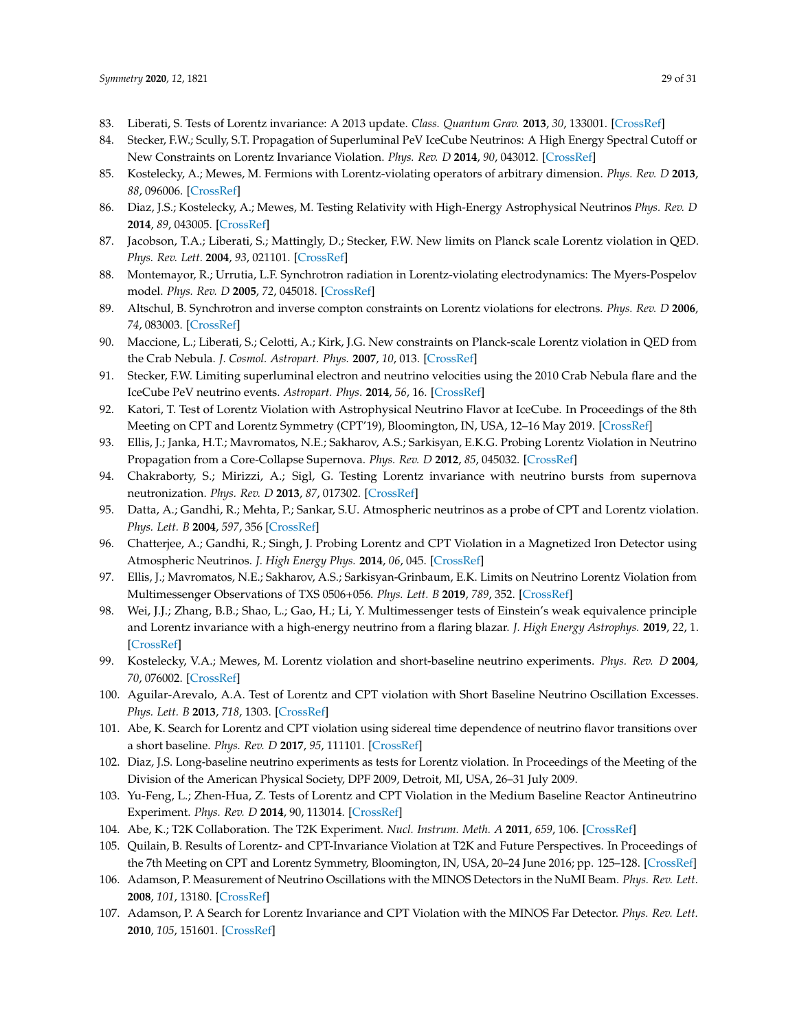83. Liberati, S. Tests of Lorentz invariance: A 2013 update. *Class. Quantum Grav.* **2013**, *30*, 133001. [CrossRef]
84. Stecker, F.W.; Scully, S.T. Propagation of Superluminal PeV IceCube Neutrinos: A High Energy Spectral Cutoff or New Constraints on Lorentz Invariance Violation. *Phys. Rev. D* **2014**, *90*, 043012. [CrossRef]
85. Kostelecky, A.; Mewes, M. Fermions with Lorentz-violating operators of arbitrary dimension. *Phys. Rev. D* **2013**, *88*, 096006. [CrossRef]
86. Diaz, J.S.; Kostelecky, A.; Mewes, M. Testing Relativity with High-Energy Astrophysical Neutrinos *Phys. Rev. D* **2014**, *89*, 043005. [CrossRef]
87. Jacobson, T.A.; Liberati, S.; Mattingly, D.; Stecker, F.W. New limits on Planck scale Lorentz violation in QED. *Phys. Rev. Lett.* **2004**, *93*, 021101. [CrossRef]
88. Montemayor, R.; Urrutia, L.F. Synchrotron radiation in Lorentz-violating electrodynamics: The Myers-Pospelov model. *Phys. Rev. D* **2005**, *72*, 045018. [CrossRef]
89. Altschul, B. Synchrotron and inverse compton constraints on Lorentz violations for electrons. *Phys. Rev. D* **2006**, *74*, 083003. [CrossRef]
90. Maccione, L.; Liberati, S.; Celotti, A.; Kirk, J.G. New constraints on Planck-scale Lorentz violation in QED from the Crab Nebula. *J. Cosmol. Astropart. Phys.* **2007**, *10*, 013. [CrossRef]
91. Stecker, F.W. Limiting superluminal electron and neutrino velocities using the 2010 Crab Nebula flare and the IceCube PeV neutrino events. *Astropart. Phys*. **2014**, *56*, 16. [CrossRef]
92. Katori, T. Test of Lorentz Violation with Astrophysical Neutrino Flavor at IceCube. In Proceedings of the 8th Meeting on CPT and Lorentz Symmetry (CPT'19), Bloomington, IN, USA, 12–16 May 2019. [CrossRef]
93. Ellis, J.; Janka, H.T.; Mavromatos, N.E.; Sakharov, A.S.; Sarkisyan, E.K.G. Probing Lorentz Violation in Neutrino Propagation from a Core-Collapse Supernova. *Phys. Rev. D* **2012**, *85*, 045032. [CrossRef]
94. Chakraborty, S.; Mirizzi, A.; Sigl, G. Testing Lorentz invariance with neutrino bursts from supernova neutronization. *Phys. Rev. D* **2013**, *87*, 017302. [CrossRef]
95. Datta, A.; Gandhi, R.; Mehta, P.; Sankar, S.U. Atmospheric neutrinos as a probe of CPT and Lorentz violation. *Phys. Lett. B* **2004**, *597*, 356 [CrossRef]
96. Chatterjee, A.; Gandhi, R.; Singh, J. Probing Lorentz and CPT Violation in a Magnetized Iron Detector using Atmospheric Neutrinos. *J. High Energy Phys.* **2014**, *06*, 045. [CrossRef]
97. Ellis, J.; Mavromatos, N.E.; Sakharov, A.S.; Sarkisyan-Grinbaum, E.K. Limits on Neutrino Lorentz Violation from Multimessenger Observations of TXS 0506+056. *Phys. Lett. B* **2019**, *789*, 352. [CrossRef]
98. Wei, J.J.; Zhang, B.B.; Shao, L.; Gao, H.; Li, Y. Multimessenger tests of Einstein's weak equivalence principle and Lorentz invariance with a high-energy neutrino from a flaring blazar. *J. High Energy Astrophys.* **2019**, *22*, 1. [CrossRef]
99. Kostelecky, V.A.; Mewes, M. Lorentz violation and short-baseline neutrino experiments. *Phys. Rev. D* **2004**, *70*, 076002. [CrossRef]
100. Aguilar-Arevalo, A.A. Test of Lorentz and CPT violation with Short Baseline Neutrino Oscillation Excesses. *Phys. Lett. B* **2013**, *718*, 1303. [CrossRef]
101. Abe, K. Search for Lorentz and CPT violation using sidereal time dependence of neutrino flavor transitions over a short baseline. *Phys. Rev. D* **2017**, *95*, 111101. [CrossRef]
102. Diaz, J.S. Long-baseline neutrino experiments as tests for Lorentz violation. In Proceedings of the Meeting of the Division of the American Physical Society, DPF 2009, Detroit, MI, USA, 26–31 July 2009.
103. Yu-Feng, L.; Zhen-Hua, Z. Tests of Lorentz and CPT Violation in the Medium Baseline Reactor Antineutrino Experiment. *Phys. Rev. D* **2014**, 90, 113014. [CrossRef]
104. Abe, K.; T2K Collaboration. The T2K Experiment. *Nucl. Instrum. Meth. A* **2011**, *659*, 106. [CrossRef]
105. Quilain, B. Results of Lorentz- and CPT-Invariance Violation at T2K and Future Perspectives. In Proceedings of the 7th Meeting on CPT and Lorentz Symmetry, Bloomington, IN, USA, 20–24 June 2016; pp. 125–128. [CrossRef]
106. Adamson, P. Measurement of Neutrino Oscillations with the MINOS Detectors in the NuMI Beam. *Phys. Rev. Lett.* **2008**, *101*, 13180. [CrossRef]
107. Adamson, P. A Search for Lorentz Invariance and CPT Violation with the MINOS Far Detector. *Phys. Rev. Lett.* **2010**, *105*, 151601. [CrossRef]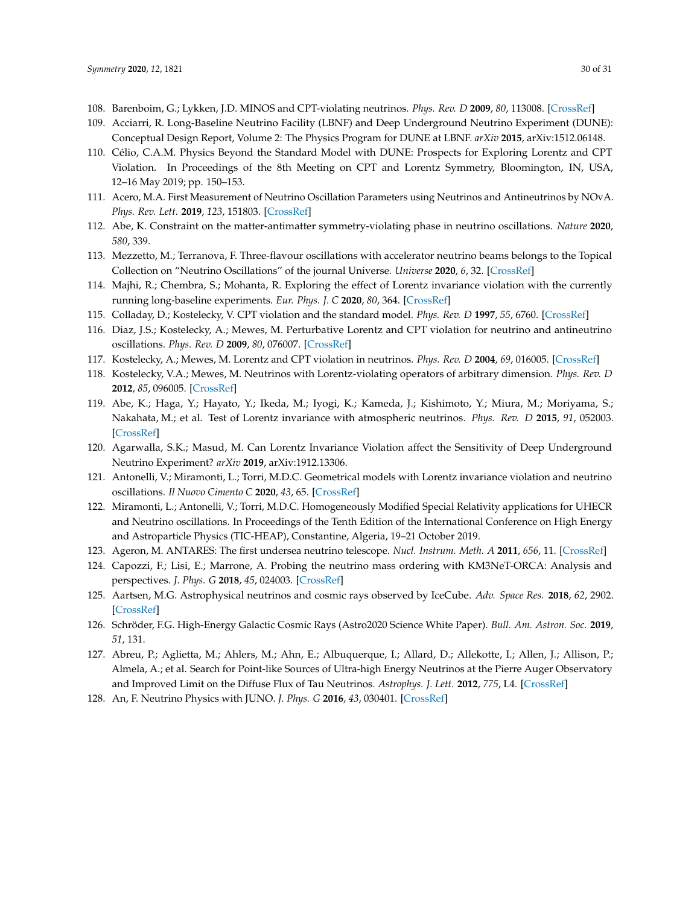108. Barenboim, G.; Lykken, J.D. MINOS and CPT-violating neutrinos. *Phys. Rev. D* **2009**, *80*, 113008. [CrossRef]
109. Acciarri, R. Long-Baseline Neutrino Facility (LBNF) and Deep Underground Neutrino Experiment (DUNE): Conceptual Design Report, Volume 2: The Physics Program for DUNE at LBNF. *arXiv* **2015**, arXiv:1512.06148.
110. Célio, C.A.M. Physics Beyond the Standard Model with DUNE: Prospects for Exploring Lorentz and CPT Violation. In Proceedings of the 8th Meeting on CPT and Lorentz Symmetry, Bloomington, IN, USA, 12–16 May 2019; pp. 150–153.
111. Acero, M.A. First Measurement of Neutrino Oscillation Parameters using Neutrinos and Antineutrinos by NOvA. *Phys. Rev. Lett.* **2019**, *123*, 151803. [CrossRef]
112. Abe, K. Constraint on the matter-antimatter symmetry-violating phase in neutrino oscillations. *Nature* **2020**, *580*, 339.
113. Mezzetto, M.; Terranova, F. Three-flavour oscillations with accelerator neutrino beams belongs to the Topical Collection on "Neutrino Oscillations" of the journal Universe. *Universe* **2020**, *6*, 32. [CrossRef]
114. Majhi, R.; Chembra, S.; Mohanta, R. Exploring the effect of Lorentz invariance violation with the currently running long-baseline experiments. *Eur. Phys. J. C* **2020**, *80*, 364. [CrossRef]
115. Colladay, D.; Kostelecky, V. CPT violation and the standard model. *Phys. Rev. D* **1997**, *55*, 6760. [CrossRef]
116. Diaz, J.S.; Kostelecky, A.; Mewes, M. Perturbative Lorentz and CPT violation for neutrino and antineutrino oscillations. *Phys. Rev. D* **2009**, *80*, 076007. [CrossRef]
117. Kostelecky, A.; Mewes, M. Lorentz and CPT violation in neutrinos. *Phys. Rev. D* **2004**, *69*, 016005. [CrossRef]
118. Kostelecky, V.A.; Mewes, M. Neutrinos with Lorentz-violating operators of arbitrary dimension. *Phys. Rev. D* **2012**, *85*, 096005. [CrossRef]
119. Abe, K.; Haga, Y.; Hayato, Y.; Ikeda, M.; Iyogi, K.; Kameda, J.; Kishimoto, Y.; Miura, M.; Moriyama, S.; Nakahata, M.; et al. Test of Lorentz invariance with atmospheric neutrinos. *Phys. Rev. D* **2015**, *91*, 052003. [CrossRef]
120. Agarwalla, S.K.; Masud, M. Can Lorentz Invariance Violation affect the Sensitivity of Deep Underground Neutrino Experiment? *arXiv* **2019**, arXiv:1912.13306.
121. Antonelli, V.; Miramonti, L.; Torri, M.D.C. Geometrical models with Lorentz invariance violation and neutrino oscillations. *Il Nuovo Cimento C* **2020**, *43*, 65. [CrossRef]
122. Miramonti, L.; Antonelli, V.; Torri, M.D.C. Homogeneously Modified Special Relativity applications for UHECR and Neutrino oscillations. In Proceedings of the Tenth Edition of the International Conference on High Energy and Astroparticle Physics (TIC-HEAP), Constantine, Algeria, 19–21 October 2019.
123. Ageron, M. ANTARES: The first undersea neutrino telescope. *Nucl. Instrum. Meth. A* **2011**, *656*, 11. [CrossRef]
124. Capozzi, F.; Lisi, E.; Marrone, A. Probing the neutrino mass ordering with KM3NeT-ORCA: Analysis and perspectives. *J. Phys. G* **2018**, *45*, 024003. [CrossRef]
125. Aartsen, M.G. Astrophysical neutrinos and cosmic rays observed by IceCube. *Adv. Space Res.* **2018**, *62*, 2902. [CrossRef]
126. Schröder, F.G. High-Energy Galactic Cosmic Rays (Astro2020 Science White Paper). *Bull. Am. Astron. Soc.* **2019**, *51*, 131.
127. Abreu, P.; Aglietta, M.; Ahlers, M.; Ahn, E.; Albuquerque, I.; Allard, D.; Allekotte, I.; Allen, J.; Allison, P.; Almela, A.; et al. Search for Point-like Sources of Ultra-high Energy Neutrinos at the Pierre Auger Observatory and Improved Limit on the Diffuse Flux of Tau Neutrinos. *Astrophys. J. Lett.* **2012**, *775*, L4. [CrossRef]
128. An, F. Neutrino Physics with JUNO. *J. Phys. G* **2016**, *43*, 030401. [CrossRef]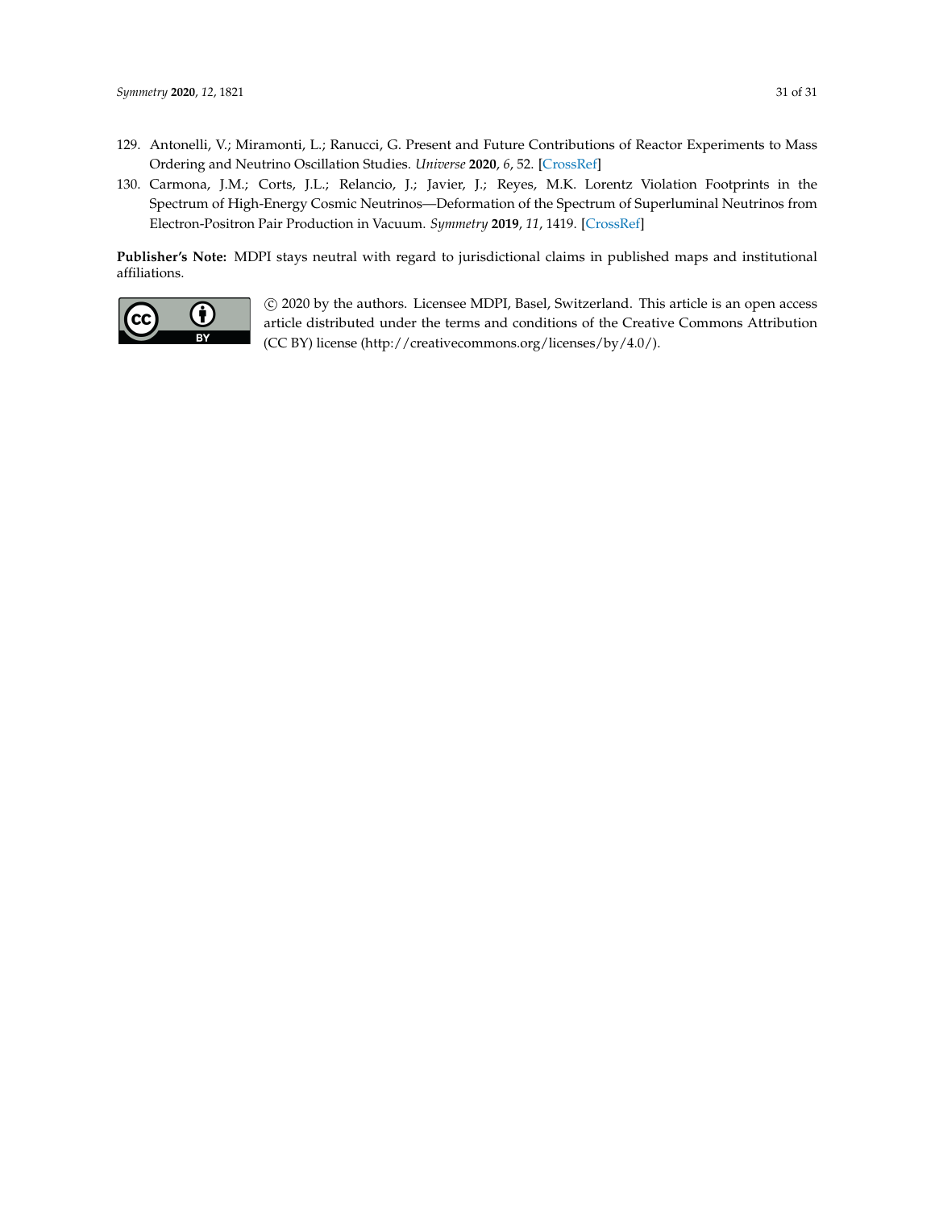129. Antonelli, V.; Miramonti, L.; Ranucci, G. Present and Future Contributions of Reactor Experiments to Mass Ordering and Neutrino Oscillation Studies. *Universe* **2020**, *6*, 52. [CrossRef]
130. Carmona, J.M.; Corts, J.L.; Relancio, J.; Javier, J.; Reyes, M.K. Lorentz Violation Footprints in the Spectrum of High-Energy Cosmic Neutrinos—Deformation of the Spectrum of Superluminal Neutrinos from Electron-Positron Pair Production in Vacuum. *Symmetry* **2019**, *11*, 1419. [CrossRef]

**Publisher's Note:** MDPI stays neutral with regard to jurisdictional claims in published maps and institutional affiliations.

© 2020 by the authors. Licensee MDPI, Basel, Switzerland. This article is an open access article distributed under the terms and conditions of the Creative Commons Attribution (CC BY) license (http://creativecommons.org/licenses/by/4.0/).